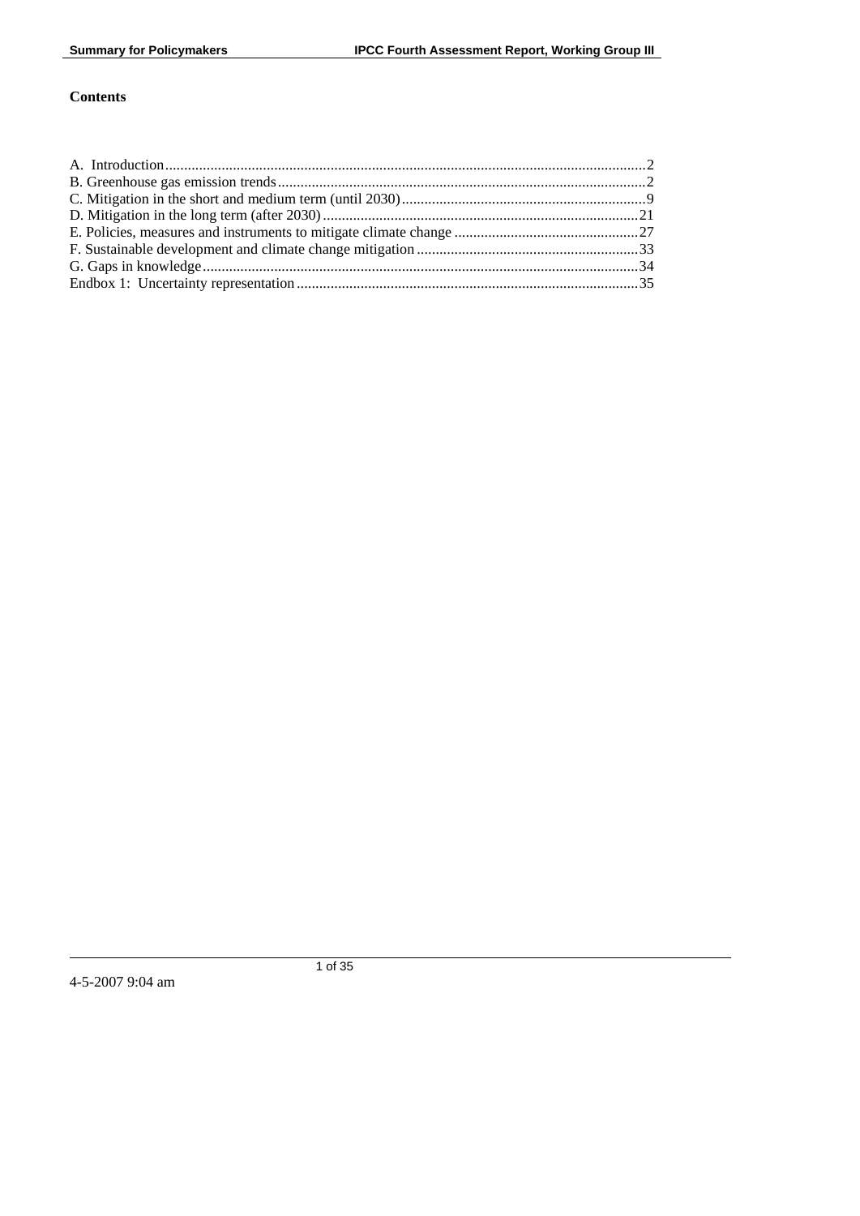**Contents**

A. Introduction ........................................................ 2
B. Greenhouse gas emission trends ........................................ 2
C. Mitigation in the short and medium term (until 2030) .................. 9
D. Mitigation in the long term (after 2030) ............................. 21
E. Policies, measures and instruments to mitigate climate change ........ 27
F. Sustainable development and climate change mitigation ................ 33
G. Gaps in knowledge .................................................... 34
Endbox 1: Uncertainty representation .................................... 35

4-5-2007 9:04 am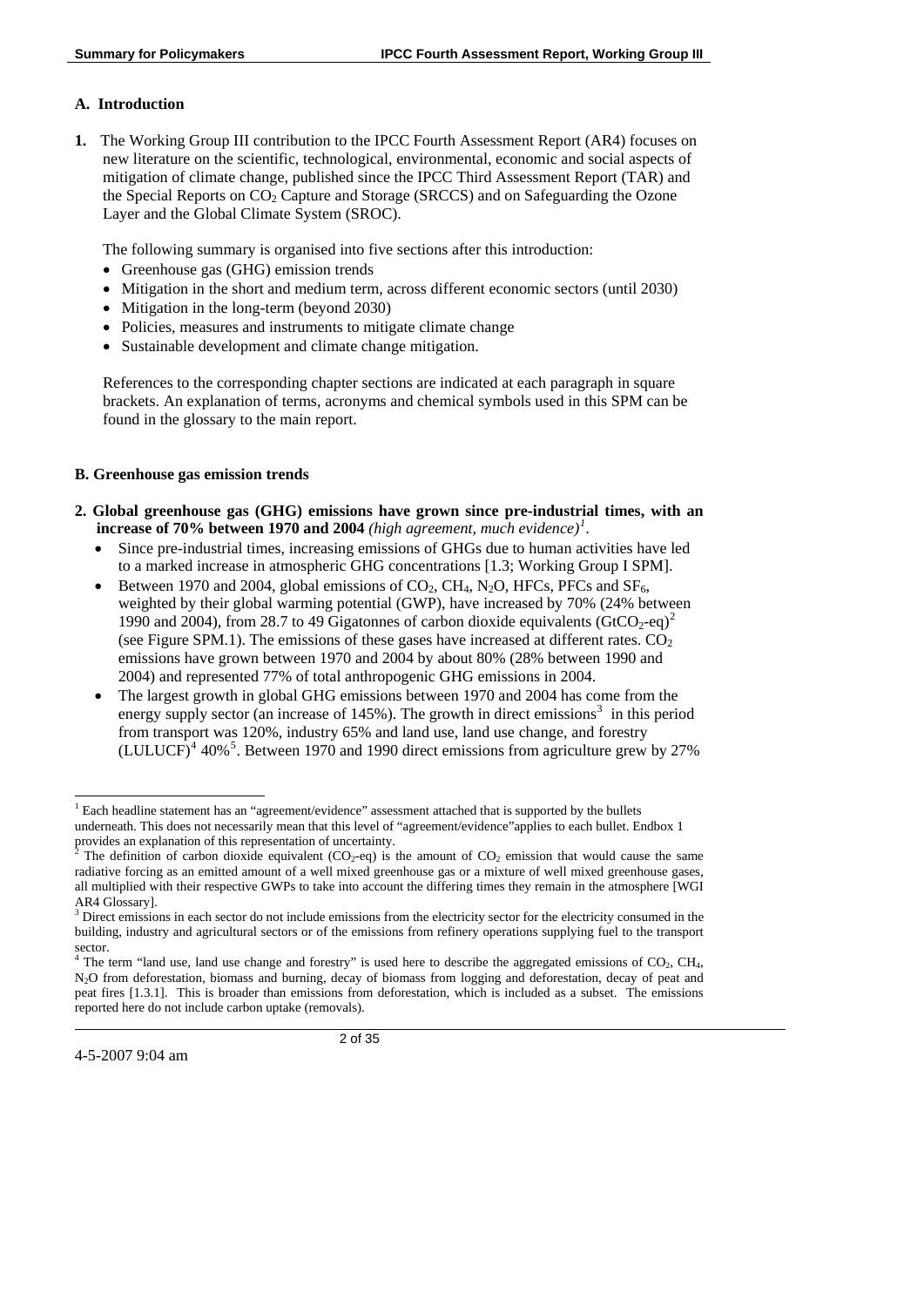## A. Introduction

**1.** The Working Group III contribution to the IPCC Fourth Assessment Report (AR4) focuses on new literature on the scientific, technological, environmental, economic and social aspects of mitigation of climate change, published since the IPCC Third Assessment Report (TAR) and the Special Reports on $CO_2$ Capture and Storage (SRCCS) and on Safeguarding the Ozone Layer and the Global Climate System (SROC).

The following summary is organised into five sections after this introduction:

- Greenhouse gas (GHG) emission trends
- Mitigation in the short and medium term, across different economic sectors (until 2030)
- Mitigation in the long-term (beyond 2030)
- Policies, measures and instruments to mitigate climate change
- Sustainable development and climate change mitigation.

References to the corresponding chapter sections are indicated at each paragraph in square brackets. An explanation of terms, acronyms and chemical symbols used in this SPM can be found in the glossary to the main report.

## B. Greenhouse gas emission trends

**2. Global greenhouse gas (GHG) emissions have grown since pre-industrial times, with an increase of 70% between 1970 and 2004** *(high agreement, much evidence)*[1].

- Since pre-industrial times, increasing emissions of GHGs due to human activities have led to a marked increase in atmospheric GHG concentrations [1.3; Working Group I SPM].
- Between 1970 and 2004, global emissions of $CO_2$, $CH_4$, $N_2O$, HFCs, PFCs and $SF_6$, weighted by their global warming potential (GWP), have increased by 70% (24% between 1990 and 2004), from 28.7 to 49 Gigatonnes of carbon dioxide equivalents ($GtCO_2$-eq)[2] (see Figure SPM.1). The emissions of these gases have increased at different rates. $CO_2$ emissions have grown between 1970 and 2004 by about 80% (28% between 1990 and 2004) and represented 77% of total anthropogenic GHG emissions in 2004.
- The largest growth in global GHG emissions between 1970 and 2004 has come from the energy supply sector (an increase of 145%). The growth in direct emissions[3] in this period from transport was 120%, industry 65% and land use, land use change, and forestry (LULUCF)[4] 40%[5]. Between 1970 and 1990 direct emissions from agriculture grew by 27%

---

[1] Each headline statement has an "agreement/evidence" assessment attached that is supported by the bullets underneath. This does not necessarily mean that this level of "agreement/evidence"applies to each bullet. Endbox 1 provides an explanation of this representation of uncertainty.

[2] The definition of carbon dioxide equivalent ($CO_2$-eq) is the amount of $CO_2$ emission that would cause the same radiative forcing as an emitted amount of a well mixed greenhouse gas or a mixture of well mixed greenhouse gases, all multiplied with their respective GWPs to take into account the differing times they remain in the atmosphere [WGI AR4 Glossary].

[3] Direct emissions in each sector do not include emissions from the electricity sector for the electricity consumed in the building, industry and agricultural sectors or of the emissions from refinery operations supplying fuel to the transport sector.

[4] The term "land use, land use change and forestry" is used here to describe the aggregated emissions of $CO_2$, $CH_4$, $N_2O$ from deforestation, biomass and burning, decay of biomass from logging and deforestation, decay of peat and peat fires [1.3.1]. This is broader than emissions from deforestation, which is included as a subset. The emissions reported here do not include carbon uptake (removals).

4-5-2007 9:04 am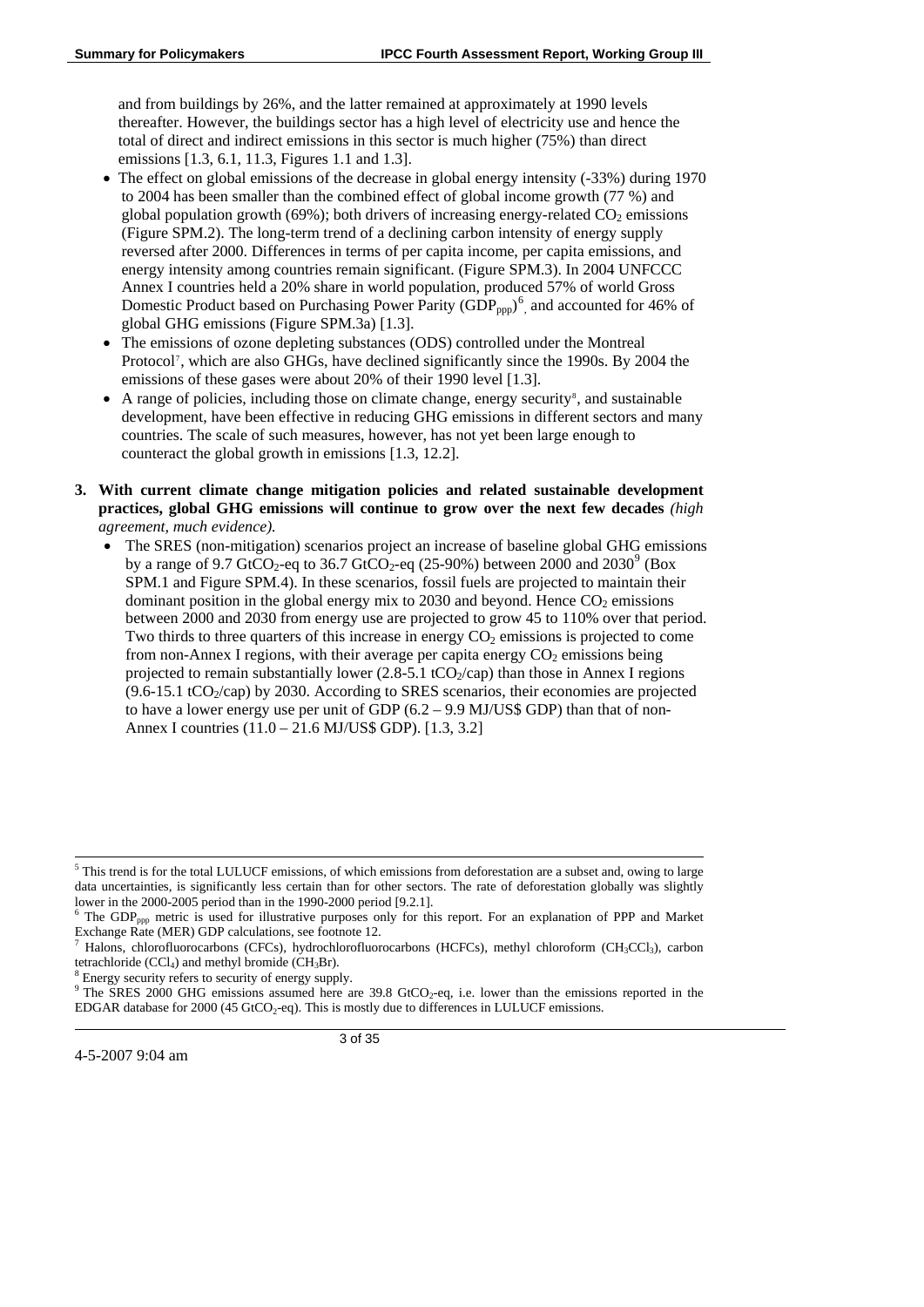and from buildings by 26%, and the latter remained at approximately at 1990 levels thereafter. However, the buildings sector has a high level of electricity use and hence the total of direct and indirect emissions in this sector is much higher (75%) than direct emissions [1.3, 6.1, 11.3, Figures 1.1 and 1.3].

- The effect on global emissions of the decrease in global energy intensity (-33%) during 1970 to 2004 has been smaller than the combined effect of global income growth (77 %) and global population growth (69%); both drivers of increasing energy-related $CO_2$ emissions (Figure SPM.2). The long-term trend of a declining carbon intensity of energy supply reversed after 2000. Differences in terms of per capita income, per capita emissions, and energy intensity among countries remain significant. (Figure SPM.3). In 2004 UNFCCC Annex I countries held a 20% share in world population, produced 57% of world Gross Domestic Product based on Purchasing Power Parity ($GDP_{ppp}$)[6], and accounted for 46% of global GHG emissions (Figure SPM.3a) [1.3].
- The emissions of ozone depleting substances (ODS) controlled under the Montreal Protocol[7], which are also GHGs, have declined significantly since the 1990s. By 2004 the emissions of these gases were about 20% of their 1990 level [1.3].
- A range of policies, including those on climate change, energy security[8], and sustainable development, have been effective in reducing GHG emissions in different sectors and many countries. The scale of such measures, however, has not yet been large enough to counteract the global growth in emissions [1.3, 12.2].

3. **With current climate change mitigation policies and related sustainable development practices, global GHG emissions will continue to grow over the next few decades** *(high agreement, much evidence).*
   - The SRES (non-mitigation) scenarios project an increase of baseline global GHG emissions by a range of 9.7 $GtCO_2$-eq to 36.7 $GtCO_2$-eq (25-90%) between 2000 and 2030[9] (Box SPM.1 and Figure SPM.4). In these scenarios, fossil fuels are projected to maintain their dominant position in the global energy mix to 2030 and beyond. Hence $CO_2$ emissions between 2000 and 2030 from energy use are projected to grow 45 to 110% over that period. Two thirds to three quarters of this increase in energy $CO_2$ emissions is projected to come from non-Annex I regions, with their average per capita energy $CO_2$ emissions being projected to remain substantially lower (2.8-5.1 $tCO_2$/cap) than those in Annex I regions (9.6-15.1 $tCO_2$/cap) by 2030. According to SRES scenarios, their economies are projected to have a lower energy use per unit of GDP (6.2 – 9.9 MJ/US$ GDP) than that of non-Annex I countries (11.0 – 21.6 MJ/US$ GDP). [1.3, 3.2]

---

[5] This trend is for the total LULUCF emissions, of which emissions from deforestation are a subset and, owing to large data uncertainties, is significantly less certain than for other sectors. The rate of deforestation globally was slightly lower in the 2000-2005 period than in the 1990-2000 period [9.2.1].

[6] The $GDP_{ppp}$ metric is used for illustrative purposes only for this report. For an explanation of PPP and Market Exchange Rate (MER) GDP calculations, see footnote 12.

[7] Halons, chlorofluorocarbons (CFCs), hydrochlorofluorocarbons (HCFCs), methyl chloroform ($CH_3CCl_3$), carbon tetrachloride ($CCl_4$) and methyl bromide ($CH_3Br$).

[8] Energy security refers to security of energy supply.

[9] The SRES 2000 GHG emissions assumed here are 39.8 $GtCO_2$-eq, i.e. lower than the emissions reported in the EDGAR database for 2000 (45 $GtCO_2$-eq). This is mostly due to differences in LULUCF emissions.

4-5-2007 9:04 am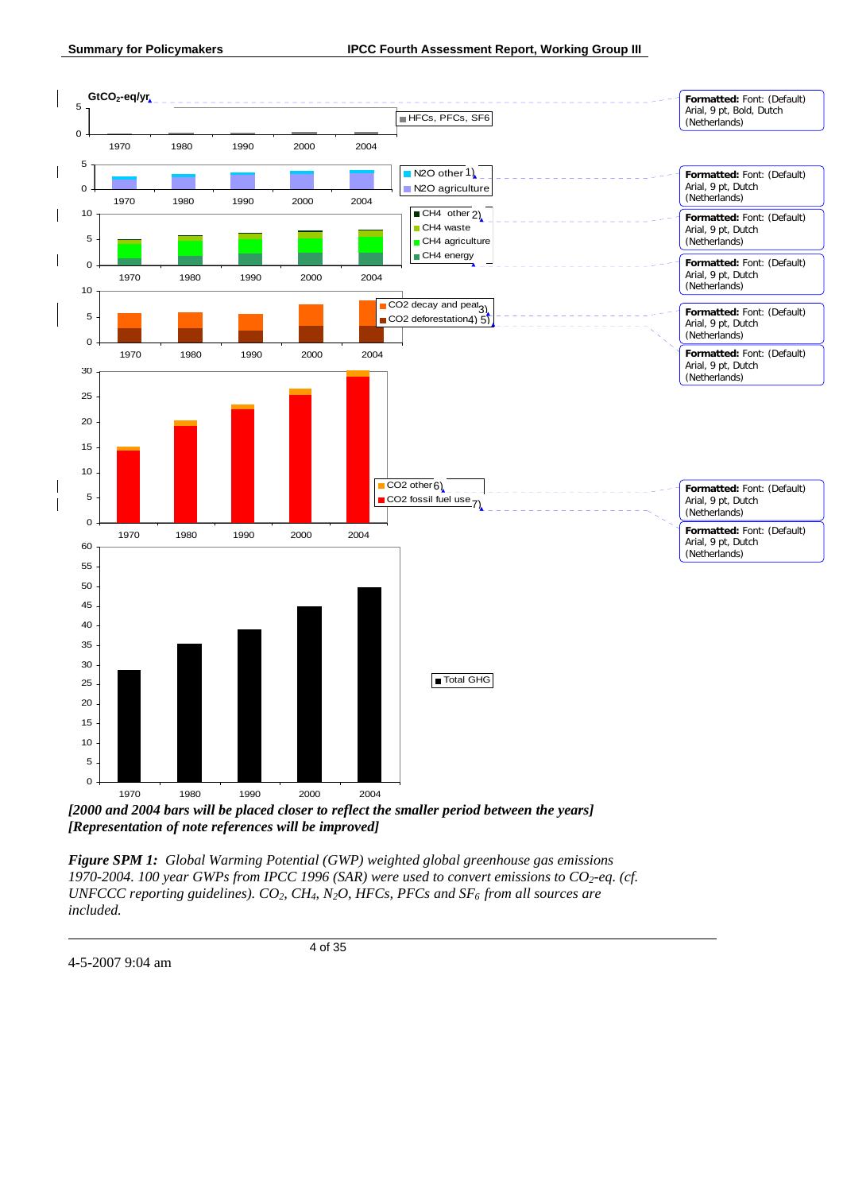*[2000 and 2004 bars will be placed closer to reflect the smaller period between the years]*
*[Representation of note references will be improved]*

***Figure SPM 1:*** *Global Warming Potential (GWP) weighted global greenhouse gas emissions 1970-2004. 100 year GWPs from IPCC 1996 (SAR) were used to convert emissions to $CO_2$-eq. (cf. UNFCCC reporting guidelines). $CO_2$, $CH_4$, $N_2O$, HFCs, PFCs and $SF_6$ from all sources are included.*

4-5-2007 9:04 am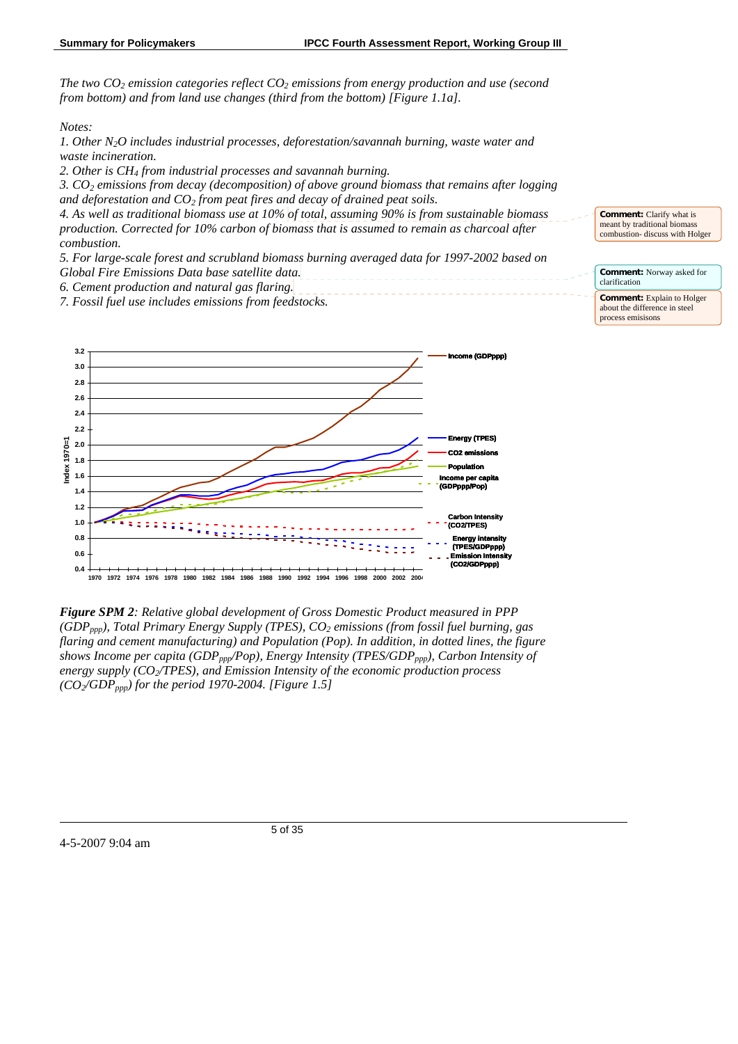*The two $CO_2$ emission categories reflect $CO_2$ emissions from energy production and use (second from bottom) and from land use changes (third from the bottom) [Figure 1.1a].*

*Notes:*

*1. Other $N_2O$ includes industrial processes, deforestation/savannah burning, waste water and waste incineration.*

*2. Other is $CH_4$ from industrial processes and savannah burning.*

*3. $CO_2$ emissions from decay (decomposition) of above ground biomass that remains after logging and deforestation and $CO_2$ from peat fires and decay of drained peat soils.*

*4. As well as traditional biomass use at 10% of total, assuming 90% is from sustainable biomass production. Corrected for 10% carbon of biomass that is assumed to remain as charcoal after combustion.*

*5. For large-scale forest and scrubland biomass burning averaged data for 1997-2002 based on Global Fire Emissions Data base satellite data.*

*6. Cement production and natural gas flaring.*

*7. Fossil fuel use includes emissions from feedstocks.*

**Comment:** Clarify what is meant by traditional biomass combustion- discuss with Holger

**Comment:** Norway asked for clarification

**Comment:** Explain to Holger about the difference in steel process emisisons

***Figure SPM 2****: Relative global development of Gross Domestic Product measured in PPP ($GDP_{ppp}$), Total Primary Energy Supply (TPES), $CO_2$ emissions (from fossil fuel burning, gas flaring and cement manufacturing) and Population (Pop). In addition, in dotted lines, the figure shows Income per capita ($GDP_{ppp}$/Pop), Energy Intensity (TPES/$GDP_{ppp}$), Carbon Intensity of energy supply ($CO_2$/TPES), and Emission Intensity of the economic production process ($CO_2$/$GDP_{ppp}$) for the period 1970-2004. [Figure 1.5]*

4-5-2007 9:04 am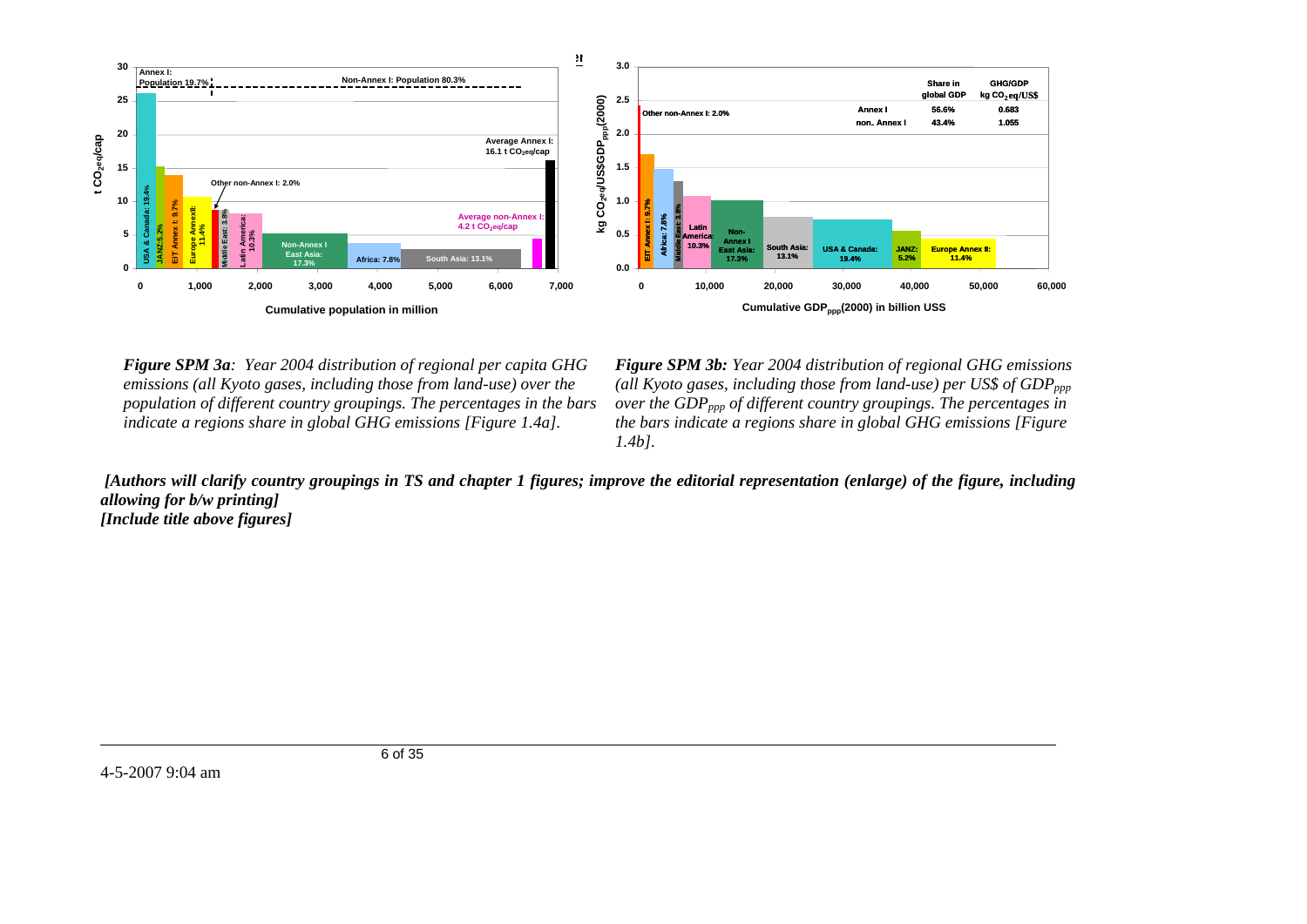*Figure SPM 3a: Year 2004 distribution of regional per capita GHG emissions (all Kyoto gases, including those from land-use) over the population of different country groupings. The percentages in the bars indicate a regions share in global GHG emissions [Figure 1.4a].*

*Figure SPM 3b: Year 2004 distribution of regional GHG emissions (all Kyoto gases, including those from land-use) per US$ of $GDP_{ppp}$ over the $GDP_{ppp}$ of different country groupings. The percentages in the bars indicate a regions share in global GHG emissions [Figure 1.4b].*

***[Authors will clarify country groupings in TS and chapter 1 figures; improve the editorial representation (enlarge) of the figure, including allowing for b/w printing]***
***[Include title above figures]***

4-5-2007 9:04 am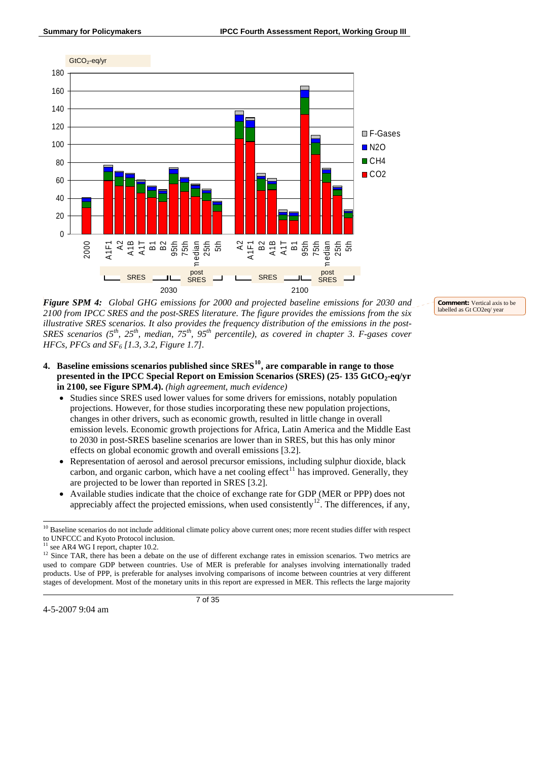*Figure SPM 4: Global GHG emissions for 2000 and projected baseline emissions for 2030 and 2100 from IPCC SRES and the post-SRES literature. The figure provides the emissions from the six illustrative SRES scenarios. It also provides the frequency distribution of the emissions in the post-SRES scenarios (5th, 25th, median, 75th, 95th percentile), as covered in chapter 3. F-gases cover HFCs, PFCs and $SF_6$ [1.3, 3.2, Figure 1.7].*

**Comment:** Vertical axis to be labelled as Gt CO2eq/ year

4. **Baseline emissions scenarios published since SRES[10], are comparable in range to those presented in the IPCC Special Report on Emission Scenarios (SRES) (25- 135 $GtCO_2$-eq/yr in 2100, see Figure SPM.4).** *(high agreement, much evidence)*
   - Studies since SRES used lower values for some drivers for emissions, notably population projections. However, for those studies incorporating these new population projections, changes in other drivers, such as economic growth, resulted in little change in overall emission levels. Economic growth projections for Africa, Latin America and the Middle East to 2030 in post-SRES baseline scenarios are lower than in SRES, but this has only minor effects on global economic growth and overall emissions [3.2].
   - Representation of aerosol and aerosol precursor emissions, including sulphur dioxide, black carbon, and organic carbon, which have a net cooling effect[11] has improved. Generally, they are projected to be lower than reported in SRES [3.2].
   - Available studies indicate that the choice of exchange rate for GDP (MER or PPP) does not appreciably affect the projected emissions, when used consistently[12]. The differences, if any,

---

[10] Baseline scenarios do not include additional climate policy above current ones; more recent studies differ with respect to UNFCCC and Kyoto Protocol inclusion.

[11] see AR4 WG I report, chapter 10.2.

[12] Since TAR, there has been a debate on the use of different exchange rates in emission scenarios. Two metrics are used to compare GDP between countries. Use of MER is preferable for analyses involving internationally traded products. Use of PPP, is preferable for analyses involving comparisons of income between countries at very different stages of development. Most of the monetary units in this report are expressed in MER. This reflects the large majority

4-5-2007 9:04 am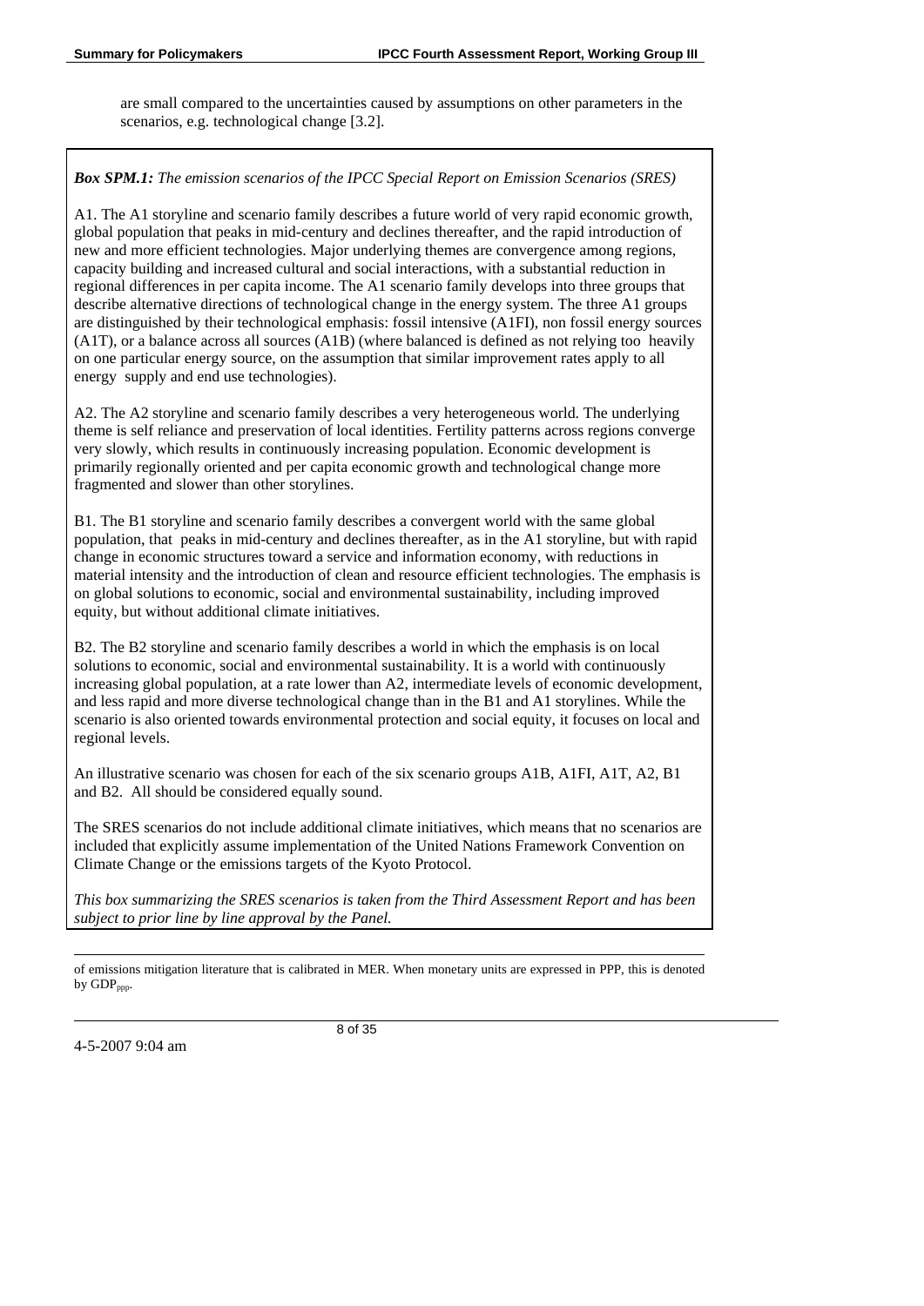are small compared to the uncertainties caused by assumptions on other parameters in the scenarios, e.g. technological change [3.2].

***Box SPM.1:** The emission scenarios of the IPCC Special Report on Emission Scenarios (SRES)*

A1. The A1 storyline and scenario family describes a future world of very rapid economic growth, global population that peaks in mid-century and declines thereafter, and the rapid introduction of new and more efficient technologies. Major underlying themes are convergence among regions, capacity building and increased cultural and social interactions, with a substantial reduction in regional differences in per capita income. The A1 scenario family develops into three groups that describe alternative directions of technological change in the energy system. The three A1 groups are distinguished by their technological emphasis: fossil intensive (A1FI), non fossil energy sources (A1T), or a balance across all sources (A1B) (where balanced is defined as not relying too heavily on one particular energy source, on the assumption that similar improvement rates apply to all energy supply and end use technologies).

A2. The A2 storyline and scenario family describes a very heterogeneous world. The underlying theme is self reliance and preservation of local identities. Fertility patterns across regions converge very slowly, which results in continuously increasing population. Economic development is primarily regionally oriented and per capita economic growth and technological change more fragmented and slower than other storylines.

B1. The B1 storyline and scenario family describes a convergent world with the same global population, that peaks in mid-century and declines thereafter, as in the A1 storyline, but with rapid change in economic structures toward a service and information economy, with reductions in material intensity and the introduction of clean and resource efficient technologies. The emphasis is on global solutions to economic, social and environmental sustainability, including improved equity, but without additional climate initiatives.

B2. The B2 storyline and scenario family describes a world in which the emphasis is on local solutions to economic, social and environmental sustainability. It is a world with continuously increasing global population, at a rate lower than A2, intermediate levels of economic development, and less rapid and more diverse technological change than in the B1 and A1 storylines. While the scenario is also oriented towards environmental protection and social equity, it focuses on local and regional levels.

An illustrative scenario was chosen for each of the six scenario groups A1B, A1FI, A1T, A2, B1 and B2. All should be considered equally sound.

The SRES scenarios do not include additional climate initiatives, which means that no scenarios are included that explicitly assume implementation of the United Nations Framework Convention on Climate Change or the emissions targets of the Kyoto Protocol.

*This box summarizing the SRES scenarios is taken from the Third Assessment Report and has been subject to prior line by line approval by the Panel.*

---

of emissions mitigation literature that is calibrated in MER. When monetary units are expressed in PPP, this is denoted by $GDP_{ppp}$.

4-5-2007 9:04 am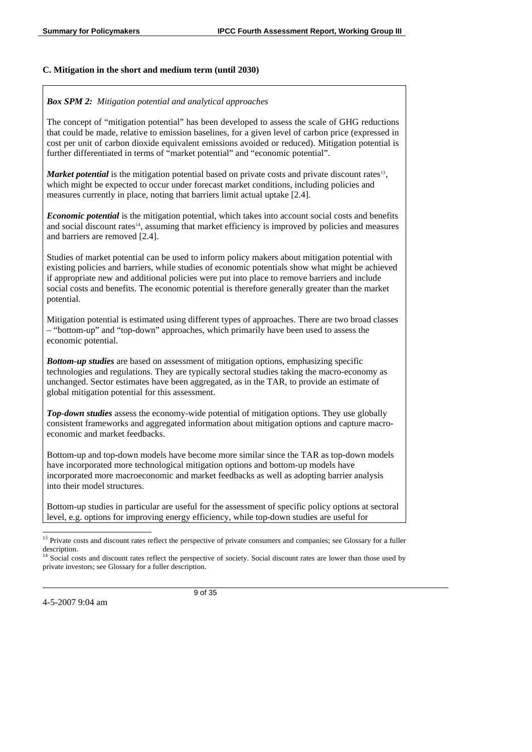## C. Mitigation in the short and medium term (until 2030)

***Box SPM 2:*** *Mitigation potential and analytical approaches*

The concept of "mitigation potential" has been developed to assess the scale of GHG reductions that could be made, relative to emission baselines, for a given level of carbon price (expressed in cost per unit of carbon dioxide equivalent emissions avoided or reduced). Mitigation potential is further differentiated in terms of "market potential" and "economic potential".

***Market potential*** is the mitigation potential based on private costs and private discount rates[13], which might be expected to occur under forecast market conditions, including policies and measures currently in place, noting that barriers limit actual uptake [2.4].

***Economic potential*** is the mitigation potential, which takes into account social costs and benefits and social discount rates[14], assuming that market efficiency is improved by policies and measures and barriers are removed [2.4].

Studies of market potential can be used to inform policy makers about mitigation potential with existing policies and barriers, while studies of economic potentials show what might be achieved if appropriate new and additional policies were put into place to remove barriers and include social costs and benefits. The economic potential is therefore generally greater than the market potential.

Mitigation potential is estimated using different types of approaches. There are two broad classes – "bottom-up" and "top-down" approaches, which primarily have been used to assess the economic potential.

***Bottom-up studies*** are based on assessment of mitigation options, emphasizing specific technologies and regulations. They are typically sectoral studies taking the macro-economy as unchanged. Sector estimates have been aggregated, as in the TAR, to provide an estimate of global mitigation potential for this assessment.

***Top-down studies*** assess the economy-wide potential of mitigation options. They use globally consistent frameworks and aggregated information about mitigation options and capture macro-economic and market feedbacks.

Bottom-up and top-down models have become more similar since the TAR as top-down models have incorporated more technological mitigation options and bottom-up models have incorporated more macroeconomic and market feedbacks as well as adopting barrier analysis into their model structures.

Bottom-up studies in particular are useful for the assessment of specific policy options at sectoral level, e.g. options for improving energy efficiency, while top-down studies are useful for

---

[13] Private costs and discount rates reflect the perspective of private consumers and companies; see Glossary for a fuller description.

[14] Social costs and discount rates reflect the perspective of society. Social discount rates are lower than those used by private investors; see Glossary for a fuller description.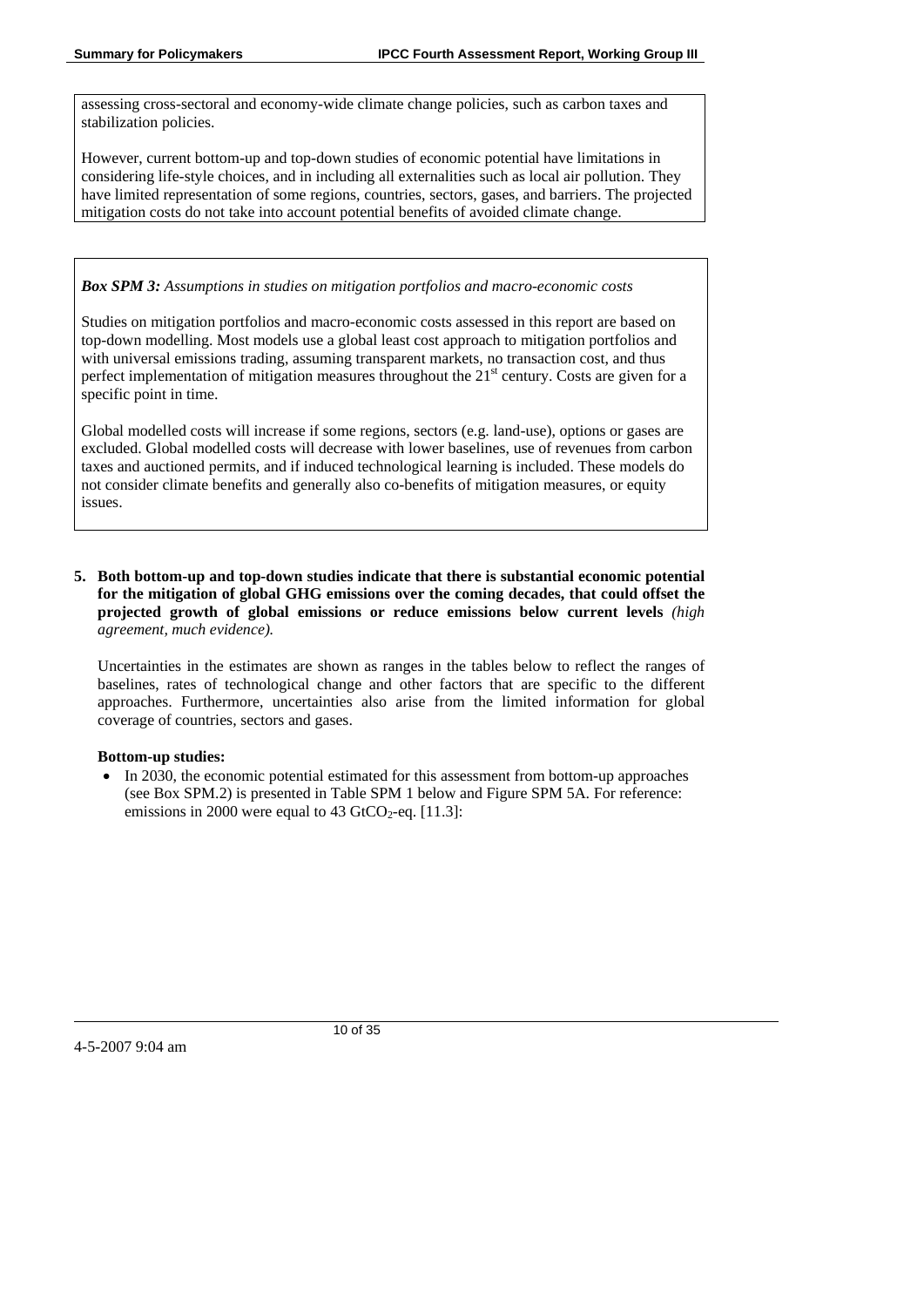assessing cross-sectoral and economy-wide climate change policies, such as carbon taxes and stabilization policies.

However, current bottom-up and top-down studies of economic potential have limitations in considering life-style choices, and in including all externalities such as local air pollution. They have limited representation of some regions, countries, sectors, gases, and barriers. The projected mitigation costs do not take into account potential benefits of avoided climate change.

***Box SPM 3:*** *Assumptions in studies on mitigation portfolios and macro-economic costs*

Studies on mitigation portfolios and macro-economic costs assessed in this report are based on top-down modelling. Most models use a global least cost approach to mitigation portfolios and with universal emissions trading, assuming transparent markets, no transaction cost, and thus perfect implementation of mitigation measures throughout the 21st century. Costs are given for a specific point in time.

Global modelled costs will increase if some regions, sectors (e.g. land-use), options or gases are excluded. Global modelled costs will decrease with lower baselines, use of revenues from carbon taxes and auctioned permits, and if induced technological learning is included. These models do not consider climate benefits and generally also co-benefits of mitigation measures, or equity issues.

5. **Both bottom-up and top-down studies indicate that there is substantial economic potential for the mitigation of global GHG emissions over the coming decades, that could offset the projected growth of global emissions or reduce emissions below current levels** *(high agreement, much evidence).*

   Uncertainties in the estimates are shown as ranges in the tables below to reflect the ranges of baselines, rates of technological change and other factors that are specific to the different approaches. Furthermore, uncertainties also arise from the limited information for global coverage of countries, sectors and gases.

   **Bottom-up studies:**

   - In 2030, the economic potential estimated for this assessment from bottom-up approaches (see Box SPM.2) is presented in Table SPM 1 below and Figure SPM 5A. For reference: emissions in 2000 were equal to 43 $GtCO_2$-eq. [11.3]: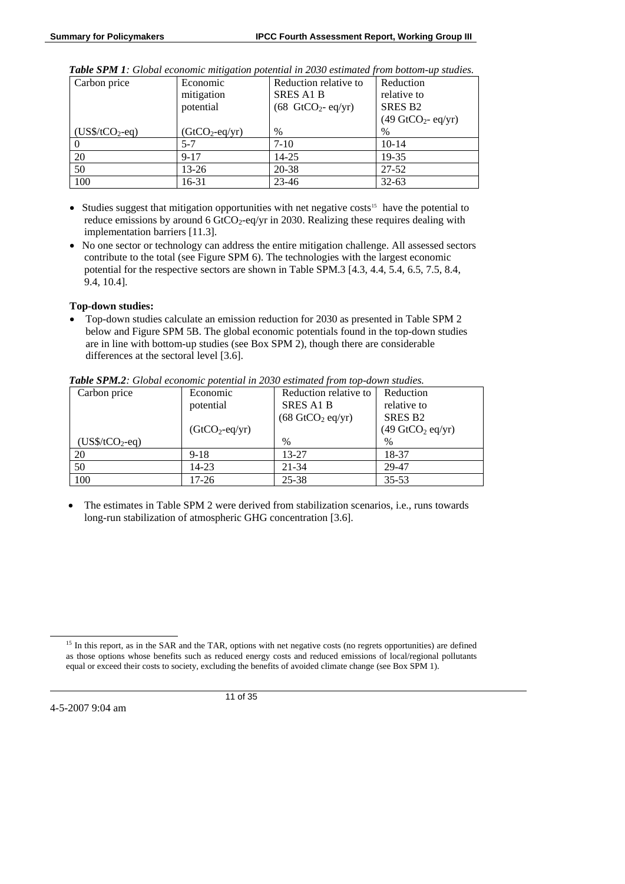***Table SPM 1**: Global economic mitigation potential in 2030 estimated from bottom-up studies.*

| Carbon price ($US\$/tCO_2$-eq) | Economic mitigation potential ($GtCO_2$-eq/yr) | Reduction relative to SRES A1 B (68 $GtCO_2$- eq/yr) % | Reduction relative to SRES B2 (49 $GtCO_2$- eq/yr) % |
|---|---|---|---|
| 0 | 5-7 | 7-10 | 10-14 |
| 20 | 9-17 | 14-25 | 19-35 |
| 50 | 13-26 | 20-38 | 27-52 |
| 100 | 16-31 | 23-46 | 32-63 |

- Studies suggest that mitigation opportunities with net negative costs[15] have the potential to reduce emissions by around 6 $GtCO_2$-eq/yr in 2030. Realizing these requires dealing with implementation barriers [11.3].
- No one sector or technology can address the entire mitigation challenge. All assessed sectors contribute to the total (see Figure SPM 6). The technologies with the largest economic potential for the respective sectors are shown in Table SPM.3 [4.3, 4.4, 5.4, 6.5, 7.5, 8.4, 9.4, 10.4].

**Top-down studies:**

- Top-down studies calculate an emission reduction for 2030 as presented in Table SPM 2 below and Figure SPM 5B. The global economic potentials found in the top-down studies are in line with bottom-up studies (see Box SPM 2), though there are considerable differences at the sectoral level [3.6].

***Table SPM.2**: Global economic potential in 2030 estimated from top-down studies.*

| Carbon price ($US\$/tCO_2$-eq) | Economic potential ($GtCO_2$-eq/yr) | Reduction relative to SRES A1 B (68 $GtCO_2$ eq/yr) % | Reduction relative to SRES B2 (49 $GtCO_2$ eq/yr) % |
|---|---|---|---|
| 20 | 9-18 | 13-27 | 18-37 |
| 50 | 14-23 | 21-34 | 29-47 |
| 100 | 17-26 | 25-38 | 35-53 |

- The estimates in Table SPM 2 were derived from stabilization scenarios, i.e., runs towards long-run stabilization of atmospheric GHG concentration [3.6].

[15] In this report, as in the SAR and the TAR, options with net negative costs (no regrets opportunities) are defined as those options whose benefits such as reduced energy costs and reduced emissions of local/regional pollutants equal or exceed their costs to society, excluding the benefits of avoided climate change (see Box SPM 1).

4-5-2007 9:04 am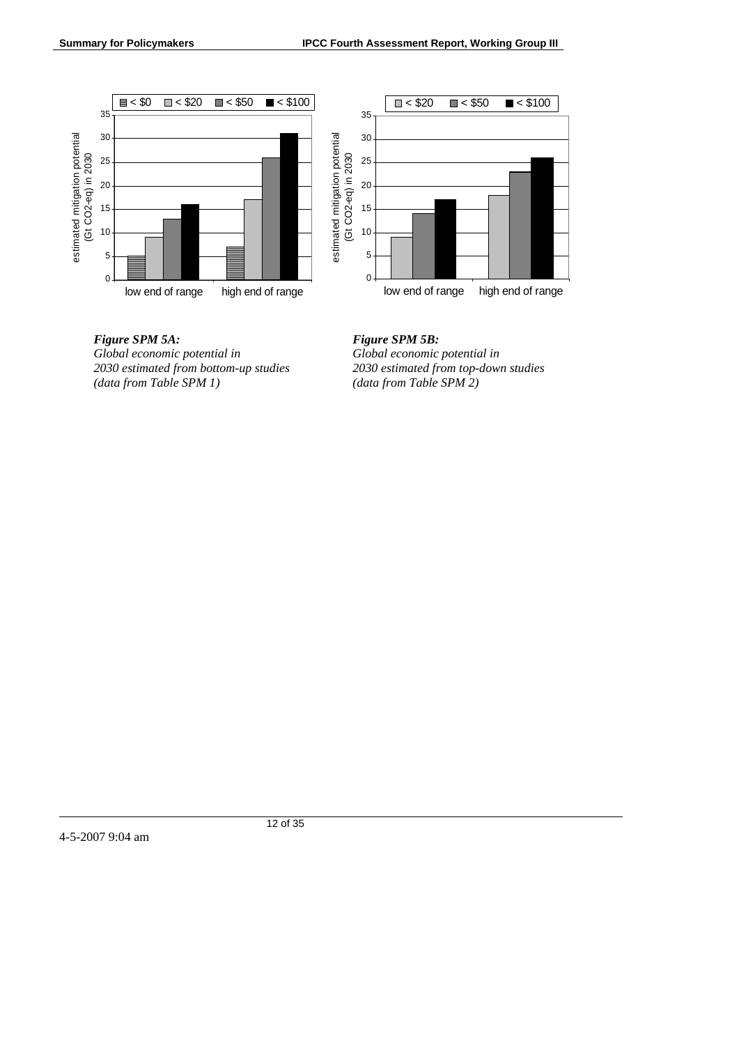*Figure SPM 5A:*
*Global economic potential in 2030 estimated from bottom-up studies (data from Table SPM 1)*

*Figure SPM 5B:*
*Global economic potential in 2030 estimated from top-down studies (data from Table SPM 2)*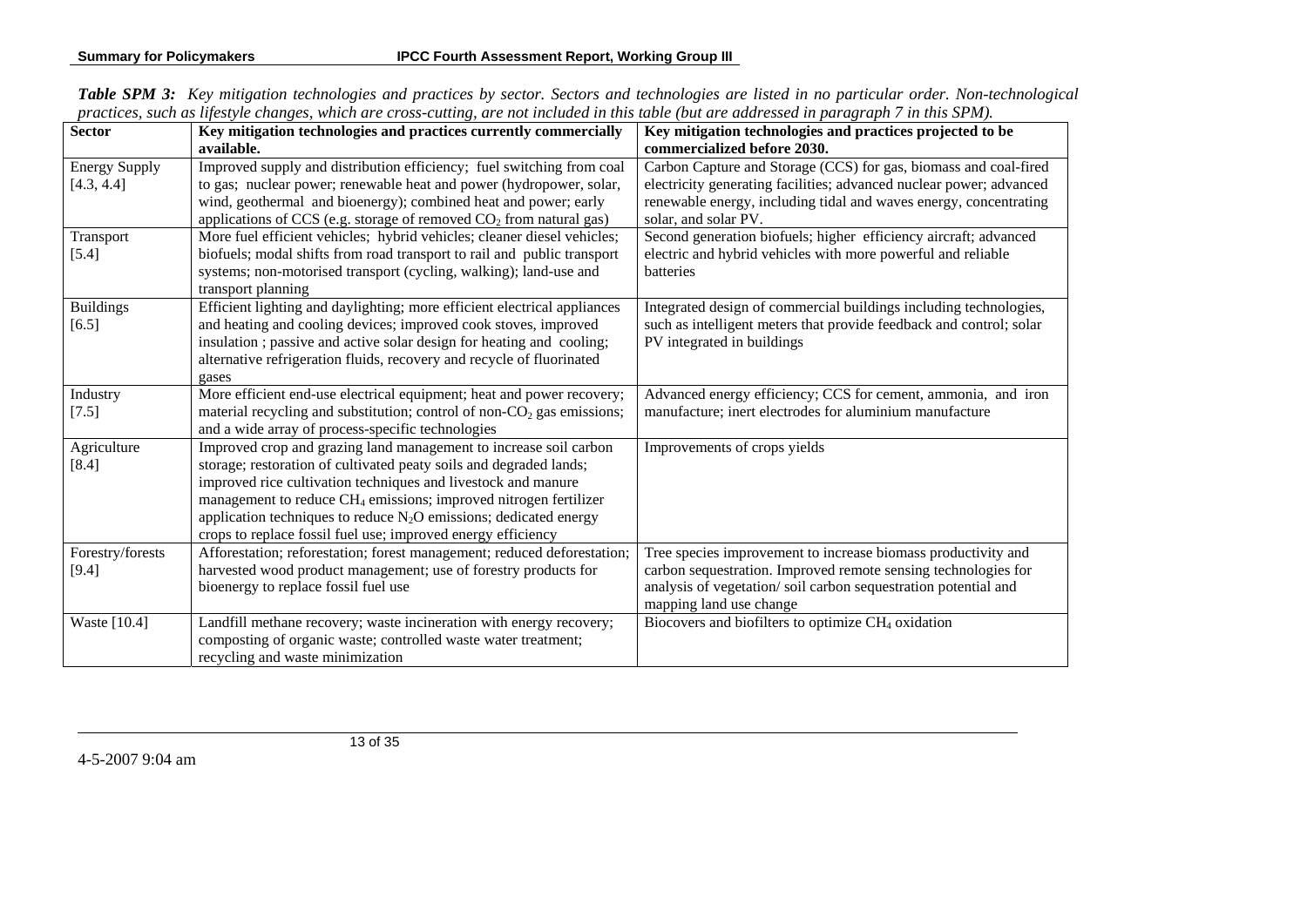***Table SPM 3:*** *Key mitigation technologies and practices by sector. Sectors and technologies are listed in no particular order. Non-technological practices, such as lifestyle changes, which are cross-cutting, are not included in this table (but are addressed in paragraph 7 in this SPM).*

| **Sector** | **Key mitigation technologies and practices currently commercially available.** | **Key mitigation technologies and practices projected to be commercialized before 2030.** |
|---|---|---|
| Energy Supply [4.3, 4.4] | Improved supply and distribution efficiency; fuel switching from coal to gas; nuclear power; renewable heat and power (hydropower, solar, wind, geothermal and bioenergy); combined heat and power; early applications of CCS (e.g. storage of removed $CO_2$ from natural gas) | Carbon Capture and Storage (CCS) for gas, biomass and coal-fired electricity generating facilities; advanced nuclear power; advanced renewable energy, including tidal and waves energy, concentrating solar, and solar PV. |
| Transport [5.4] | More fuel efficient vehicles; hybrid vehicles; cleaner diesel vehicles; biofuels; modal shifts from road transport to rail and public transport systems; non-motorised transport (cycling, walking); land-use and transport planning | Second generation biofuels; higher efficiency aircraft; advanced electric and hybrid vehicles with more powerful and reliable batteries |
| Buildings [6.5] | Efficient lighting and daylighting; more efficient electrical appliances and heating and cooling devices; improved cook stoves, improved insulation ; passive and active solar design for heating and cooling; alternative refrigeration fluids, recovery and recycle of fluorinated gases | Integrated design of commercial buildings including technologies, such as intelligent meters that provide feedback and control; solar PV integrated in buildings |
| Industry [7.5] | More efficient end-use electrical equipment; heat and power recovery; material recycling and substitution; control of non-$CO_2$ gas emissions; and a wide array of process-specific technologies | Advanced energy efficiency; CCS for cement, ammonia, and iron manufacture; inert electrodes for aluminium manufacture |
| Agriculture [8.4] | Improved crop and grazing land management to increase soil carbon storage; restoration of cultivated peaty soils and degraded lands; improved rice cultivation techniques and livestock and manure management to reduce $CH_4$ emissions; improved nitrogen fertilizer application techniques to reduce $N_2O$ emissions; dedicated energy crops to replace fossil fuel use; improved energy efficiency | Improvements of crops yields |
| Forestry/forests [9.4] | Afforestation; reforestation; forest management; reduced deforestation; harvested wood product management; use of forestry products for bioenergy to replace fossil fuel use | Tree species improvement to increase biomass productivity and carbon sequestration. Improved remote sensing technologies for analysis of vegetation/ soil carbon sequestration potential and mapping land use change |
| Waste [10.4] | Landfill methane recovery; waste incineration with energy recovery; composting of organic waste; controlled waste water treatment; recycling and waste minimization | Biocovers and biofilters to optimize $CH_4$ oxidation |

4-5-2007 9:04 am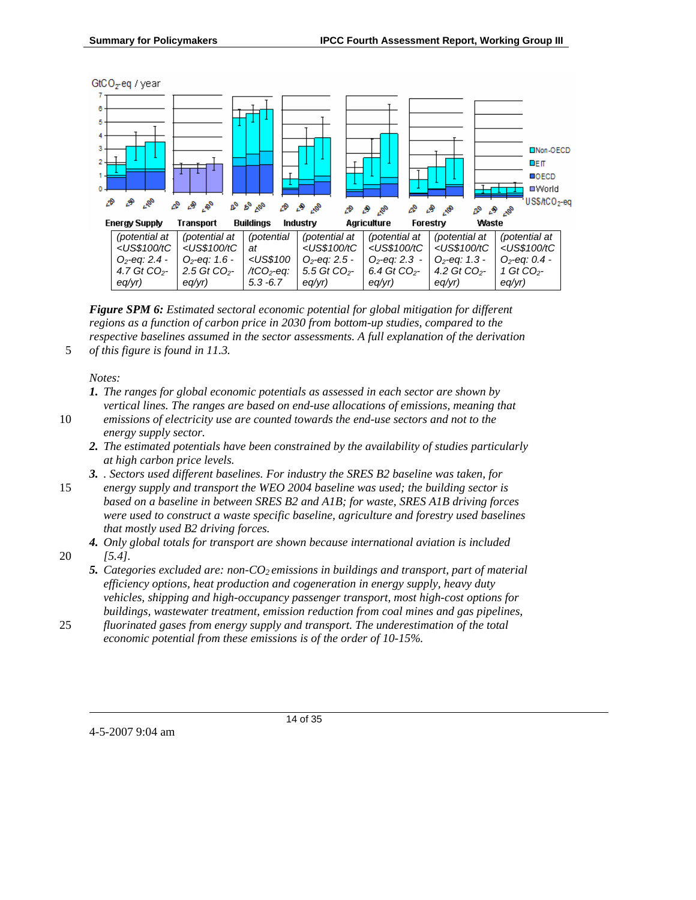| Energy Supply | Transport | Buildings | Industry | Agriculture | Forestry | Waste |
| --- | --- | --- | --- | --- | --- | --- |
| *(potential at <US$100/tCO$_2$-eq: 2.4 - 4.7 Gt CO$_2$-eq/yr)* | *(potential at <US$100/tCO$_2$-eq: 1.6 - 2.5 Gt CO$_2$-eq/yr)* | *(potential at <US$100 /tCO$_2$-eq: 5.3 -6.7* | *(potential at <US$100/tCO$_2$-eq: 2.5 - 5.5 Gt CO$_2$-eq/yr)* | *(potential at <US$100/tCO$_2$-eq: 2.3 - 6.4 Gt CO$_2$-eq/yr)* | *(potential at <US$100/tCO$_2$-eq: 1.3 - 4.2 Gt CO$_2$-eq/yr)* | *(potential at <US$100/tCO$_2$-eq: 0.4 - 1 Gt CO$_2$-eq/yr)* |

***Figure SPM 6:*** *Estimated sectoral economic potential for global mitigation for different regions as a function of carbon price in 2030 from bottom-up studies, compared to the respective baselines assumed in the sector assessments. A full explanation of the derivation of this figure is found in 11.3.*

*Notes:*

1. *The ranges for global economic potentials as assessed in each sector are shown by vertical lines. The ranges are based on end-use allocations of emissions, meaning that emissions of electricity use are counted towards the end-use sectors and not to the energy supply sector.*
2. *The estimated potentials have been constrained by the availability of studies particularly at high carbon price levels.*
3. *. Sectors used different baselines. For industry the SRES B2 baseline was taken, for energy supply and transport the WEO 2004 baseline was used; the building sector is based on a baseline in between SRES B2 and A1B; for waste, SRES A1B driving forces were used to construct a waste specific baseline, agriculture and forestry used baselines that mostly used B2 driving forces.*
4. *Only global totals for transport are shown because international aviation is included [5.4].*
5. *Categories excluded are: non-$CO_2$ emissions in buildings and transport, part of material efficiency options, heat production and cogeneration in energy supply, heavy duty vehicles, shipping and high-occupancy passenger transport, most high-cost options for buildings, wastewater treatment, emission reduction from coal mines and gas pipelines, fluorinated gases from energy supply and transport. The underestimation of the total economic potential from these emissions is of the order of 10-15%.*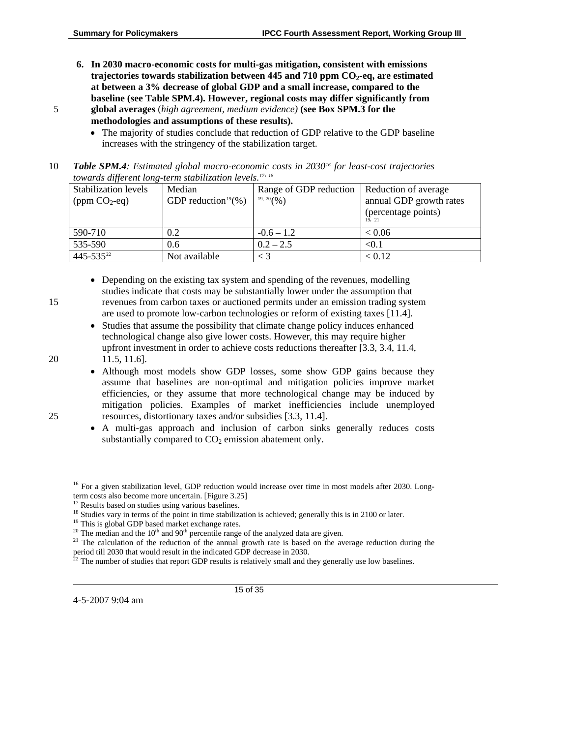6. **In 2030 macro-economic costs for multi-gas mitigation, consistent with emissions trajectories towards stabilization between 445 and 710 ppm $CO_2$-eq, are estimated at between a 3% decrease of global GDP and a small increase, compared to the baseline (see Table SPM.4). However, regional costs may differ significantly from global averages** (*high agreement, medium evidence)* **(see Box SPM.3 for the methodologies and assumptions of these results).**
   - The majority of studies conclude that reduction of GDP relative to the GDP baseline increases with the stringency of the stabilization target.

***Table SPM.4****: Estimated global macro-economic costs in 2030*[16] *for least-cost trajectories towards different long-term stabilization levels.*[17, 18]

| Stabilization levels (ppm $CO_2$-eq) | Median GDP reduction[19](%) | Range of GDP reduction [19, 20](%) | Reduction of average annual GDP growth rates (percentage points) [19, 21] |
|---|---|---|---|
| 590-710 | 0.2 | -0.6 – 1.2 | < 0.06 |
| 535-590 | 0.6 | 0.2 – 2.5 | <0.1 |
| 445-535[22] | Not available | < 3 | < 0.12 |

- Depending on the existing tax system and spending of the revenues, modelling studies indicate that costs may be substantially lower under the assumption that revenues from carbon taxes or auctioned permits under an emission trading system are used to promote low-carbon technologies or reform of existing taxes [11.4].
- Studies that assume the possibility that climate change policy induces enhanced technological change also give lower costs. However, this may require higher upfront investment in order to achieve costs reductions thereafter [3.3, 3.4, 11.4, 11.5, 11.6].
- Although most models show GDP losses, some show GDP gains because they assume that baselines are non-optimal and mitigation policies improve market efficiencies, or they assume that more technological change may be induced by mitigation policies. Examples of market inefficiencies include unemployed resources, distortionary taxes and/or subsidies [3.3, 11.4].
- A multi-gas approach and inclusion of carbon sinks generally reduces costs substantially compared to $CO_2$ emission abatement only.

---

[16] For a given stabilization level, GDP reduction would increase over time in most models after 2030. Long-term costs also become more uncertain. [Figure 3.25]

[17] Results based on studies using various baselines.

[18] Studies vary in terms of the point in time stabilization is achieved; generally this is in 2100 or later.

[19] This is global GDP based market exchange rates.

[20] The median and the $10^{th}$ and $90^{th}$ percentile range of the analyzed data are given.

[21] The calculation of the reduction of the annual growth rate is based on the average reduction during the period till 2030 that would result in the indicated GDP decrease in 2030.

[22] The number of studies that report GDP results is relatively small and they generally use low baselines.

4-5-2007 9:04 am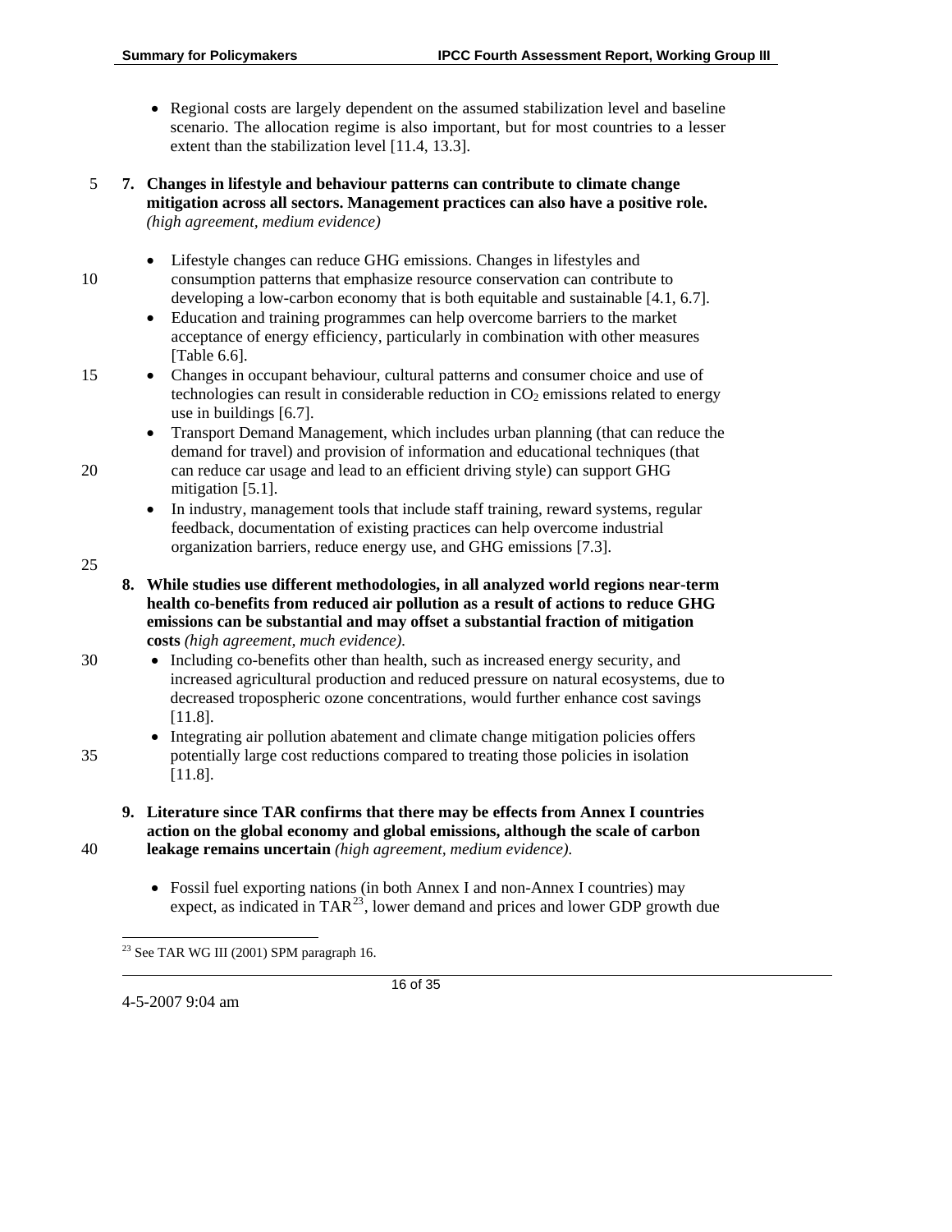- Regional costs are largely dependent on the assumed stabilization level and baseline scenario. The allocation regime is also important, but for most countries to a lesser extent than the stabilization level [11.4, 13.3].

**7. Changes in lifestyle and behaviour patterns can contribute to climate change mitigation across all sectors. Management practices can also have a positive role.** *(high agreement, medium evidence)*

- Lifestyle changes can reduce GHG emissions. Changes in lifestyles and consumption patterns that emphasize resource conservation can contribute to developing a low-carbon economy that is both equitable and sustainable [4.1, 6.7].
- Education and training programmes can help overcome barriers to the market acceptance of energy efficiency, particularly in combination with other measures [Table 6.6].
- Changes in occupant behaviour, cultural patterns and consumer choice and use of technologies can result in considerable reduction in $CO_2$ emissions related to energy use in buildings [6.7].
- Transport Demand Management, which includes urban planning (that can reduce the demand for travel) and provision of information and educational techniques (that can reduce car usage and lead to an efficient driving style) can support GHG mitigation [5.1].
- In industry, management tools that include staff training, reward systems, regular feedback, documentation of existing practices can help overcome industrial organization barriers, reduce energy use, and GHG emissions [7.3].

**8. While studies use different methodologies, in all analyzed world regions near-term health co-benefits from reduced air pollution as a result of actions to reduce GHG emissions can be substantial and may offset a substantial fraction of mitigation costs** *(high agreement, much evidence).*

- Including co-benefits other than health, such as increased energy security, and increased agricultural production and reduced pressure on natural ecosystems, due to decreased tropospheric ozone concentrations, would further enhance cost savings [11.8].
- Integrating air pollution abatement and climate change mitigation policies offers potentially large cost reductions compared to treating those policies in isolation [11.8].

**9. Literature since TAR confirms that there may be effects from Annex I countries action on the global economy and global emissions, although the scale of carbon leakage remains uncertain** *(high agreement, medium evidence).*

- Fossil fuel exporting nations (in both Annex I and non-Annex I countries) may expect, as indicated in TAR[23], lower demand and prices and lower GDP growth due

[23] See TAR WG III (2001) SPM paragraph 16.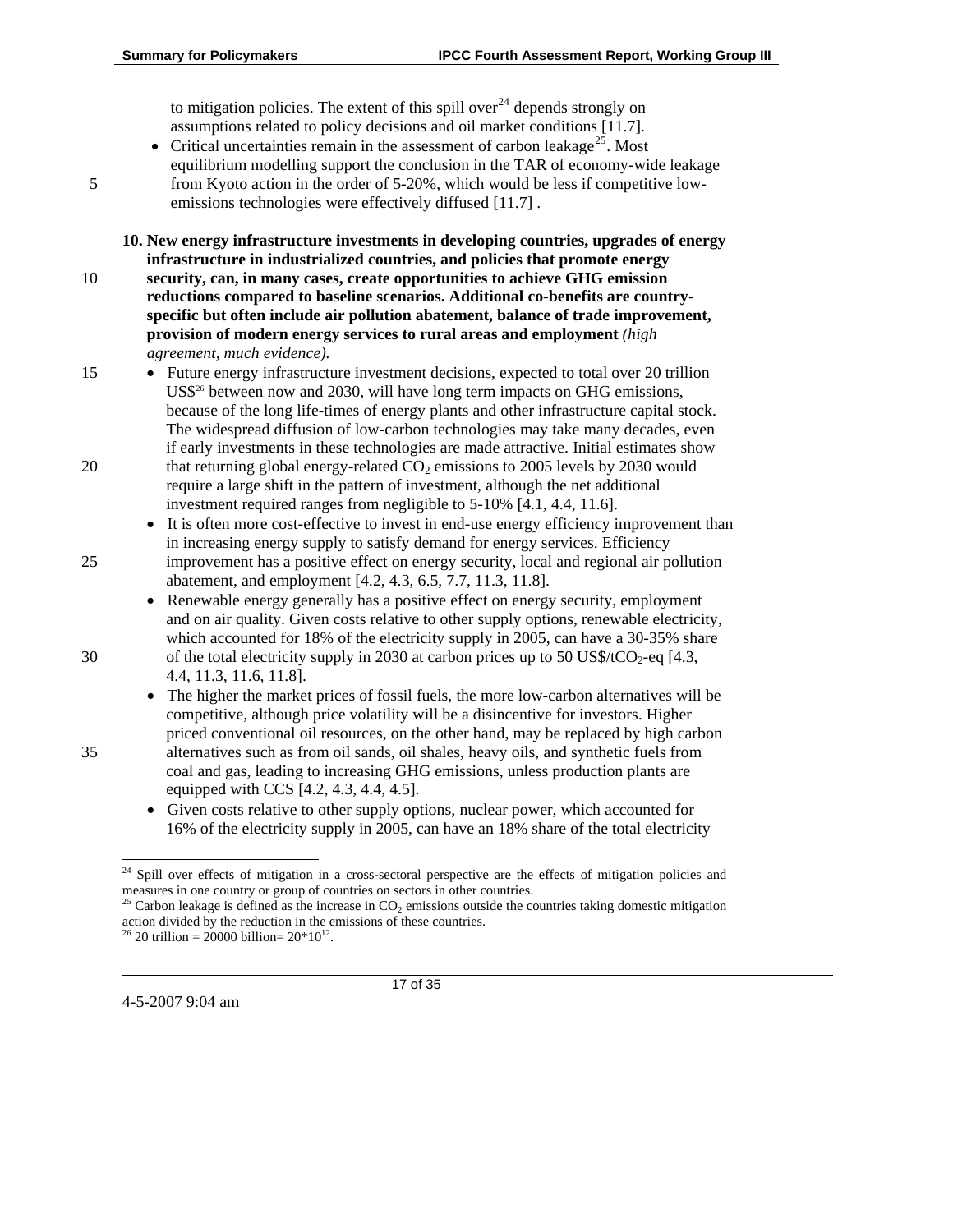to mitigation policies. The extent of this spill over[24] depends strongly on assumptions related to policy decisions and oil market conditions [11.7].

- Critical uncertainties remain in the assessment of carbon leakage[25]. Most equilibrium modelling support the conclusion in the TAR of economy-wide leakage from Kyoto action in the order of 5-20%, which would be less if competitive low-emissions technologies were effectively diffused [11.7] .

**10. New energy infrastructure investments in developing countries, upgrades of energy infrastructure in industrialized countries, and policies that promote energy security, can, in many cases, create opportunities to achieve GHG emission reductions compared to baseline scenarios. Additional co-benefits are country-specific but often include air pollution abatement, balance of trade improvement, provision of modern energy services to rural areas and employment** *(high agreement, much evidence).*

- Future energy infrastructure investment decisions, expected to total over 20 trillion US$[26] between now and 2030, will have long term impacts on GHG emissions, because of the long life-times of energy plants and other infrastructure capital stock. The widespread diffusion of low-carbon technologies may take many decades, even if early investments in these technologies are made attractive. Initial estimates show that returning global energy-related $CO_2$ emissions to 2005 levels by 2030 would require a large shift in the pattern of investment, although the net additional investment required ranges from negligible to 5-10% [4.1, 4.4, 11.6].
- It is often more cost-effective to invest in end-use energy efficiency improvement than in increasing energy supply to satisfy demand for energy services. Efficiency improvement has a positive effect on energy security, local and regional air pollution abatement, and employment [4.2, 4.3, 6.5, 7.7, 11.3, 11.8].
- Renewable energy generally has a positive effect on energy security, employment and on air quality. Given costs relative to other supply options, renewable electricity, which accounted for 18% of the electricity supply in 2005, can have a 30-35% share of the total electricity supply in 2030 at carbon prices up to 50 US$/t$CO_2$-eq [4.3, 4.4, 11.3, 11.6, 11.8].
- The higher the market prices of fossil fuels, the more low-carbon alternatives will be competitive, although price volatility will be a disincentive for investors. Higher priced conventional oil resources, on the other hand, may be replaced by high carbon alternatives such as from oil sands, oil shales, heavy oils, and synthetic fuels from coal and gas, leading to increasing GHG emissions, unless production plants are equipped with CCS [4.2, 4.3, 4.4, 4.5].
- Given costs relative to other supply options, nuclear power, which accounted for 16% of the electricity supply in 2005, can have an 18% share of the total electricity

---

[24] Spill over effects of mitigation in a cross-sectoral perspective are the effects of mitigation policies and measures in one country or group of countries on sectors in other countries.

[25] Carbon leakage is defined as the increase in $CO_2$ emissions outside the countries taking domestic mitigation action divided by the reduction in the emissions of these countries.

[26] 20 trillion = 20000 billion= $20*10^{12}$.

4-5-2007 9:04 am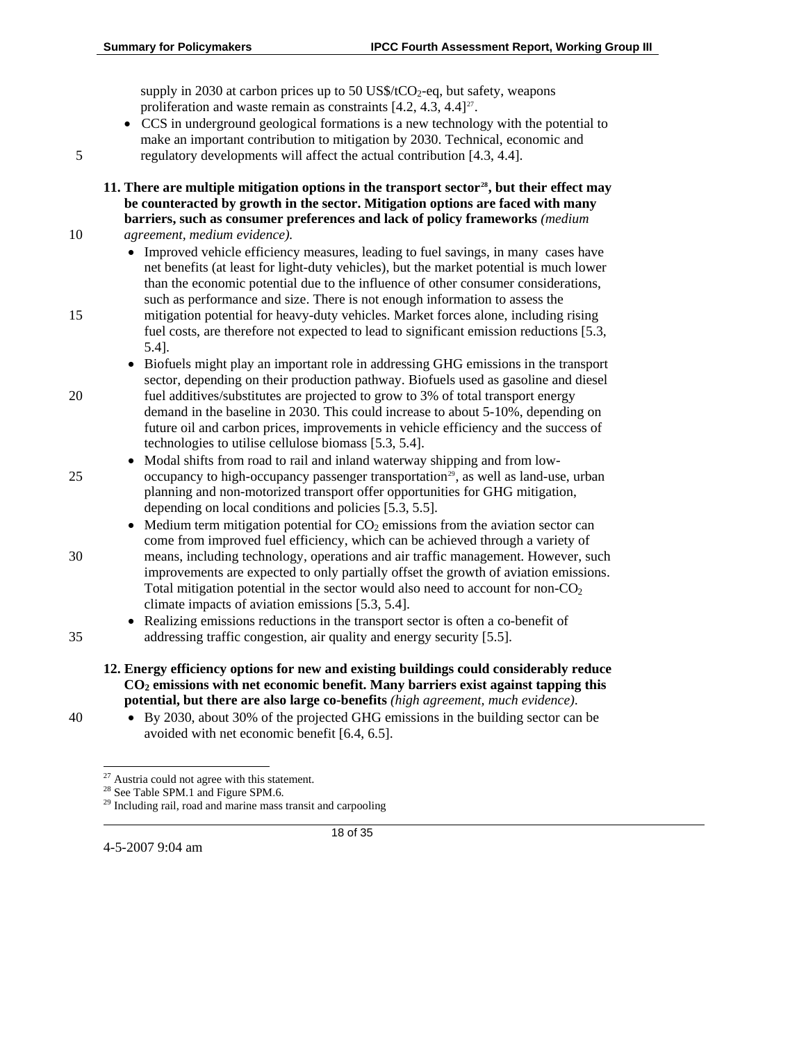supply in 2030 at carbon prices up to 50 US$/t$CO_2$-eq, but safety, weapons proliferation and waste remain as constraints [4.2, 4.3, 4.4][27].

- CCS in underground geological formations is a new technology with the potential to make an important contribution to mitigation by 2030. Technical, economic and regulatory developments will affect the actual contribution [4.3, 4.4].

**11. There are multiple mitigation options in the transport sector[28], but their effect may be counteracted by growth in the sector. Mitigation options are faced with many barriers, such as consumer preferences and lack of policy frameworks** *(medium agreement, medium evidence).*

- Improved vehicle efficiency measures, leading to fuel savings, in many cases have net benefits (at least for light-duty vehicles), but the market potential is much lower than the economic potential due to the influence of other consumer considerations, such as performance and size. There is not enough information to assess the mitigation potential for heavy-duty vehicles. Market forces alone, including rising fuel costs, are therefore not expected to lead to significant emission reductions [5.3, 5.4].
- Biofuels might play an important role in addressing GHG emissions in the transport sector, depending on their production pathway. Biofuels used as gasoline and diesel fuel additives/substitutes are projected to grow to 3% of total transport energy demand in the baseline in 2030. This could increase to about 5-10%, depending on future oil and carbon prices, improvements in vehicle efficiency and the success of technologies to utilise cellulose biomass [5.3, 5.4].
- Modal shifts from road to rail and inland waterway shipping and from low-occupancy to high-occupancy passenger transportation[29], as well as land-use, urban planning and non-motorized transport offer opportunities for GHG mitigation, depending on local conditions and policies [5.3, 5.5].
- Medium term mitigation potential for $CO_2$ emissions from the aviation sector can come from improved fuel efficiency, which can be achieved through a variety of means, including technology, operations and air traffic management. However, such improvements are expected to only partially offset the growth of aviation emissions. Total mitigation potential in the sector would also need to account for non-$CO_2$ climate impacts of aviation emissions [5.3, 5.4].
- Realizing emissions reductions in the transport sector is often a co-benefit of addressing traffic congestion, air quality and energy security [5.5].

**12. Energy efficiency options for new and existing buildings could considerably reduce $CO_2$ emissions with net economic benefit. Many barriers exist against tapping this potential, but there are also large co-benefits** *(high agreement, much evidence)*.

- By 2030, about 30% of the projected GHG emissions in the building sector can be avoided with net economic benefit [6.4, 6.5].

---

[27] Austria could not agree with this statement.

[28] See Table SPM.1 and Figure SPM.6.

[29] Including rail, road and marine mass transit and carpooling

4-5-2007 9:04 am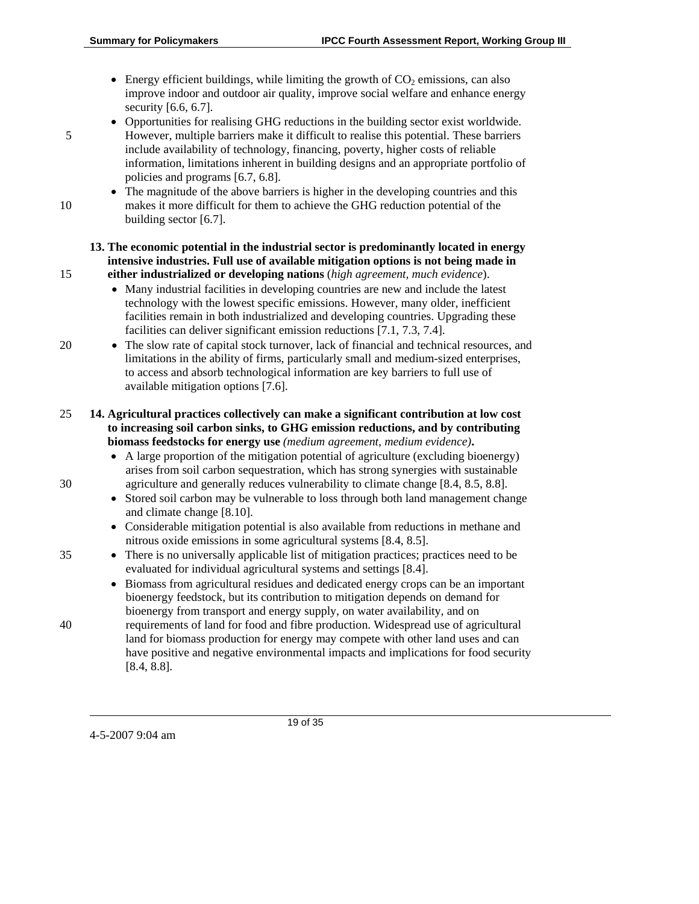- Energy efficient buildings, while limiting the growth of $CO_2$ emissions, can also improve indoor and outdoor air quality, improve social welfare and enhance energy security [6.6, 6.7].
- Opportunities for realising GHG reductions in the building sector exist worldwide. However, multiple barriers make it difficult to realise this potential. These barriers include availability of technology, financing, poverty, higher costs of reliable information, limitations inherent in building designs and an appropriate portfolio of policies and programs [6.7, 6.8].
- The magnitude of the above barriers is higher in the developing countries and this makes it more difficult for them to achieve the GHG reduction potential of the building sector [6.7].

**13. The economic potential in the industrial sector is predominantly located in energy intensive industries. Full use of available mitigation options is not being made in either industrialized or developing nations** (*high agreement, much evidence*).

- Many industrial facilities in developing countries are new and include the latest technology with the lowest specific emissions. However, many older, inefficient facilities remain in both industrialized and developing countries. Upgrading these facilities can deliver significant emission reductions [7.1, 7.3, 7.4].
- The slow rate of capital stock turnover, lack of financial and technical resources, and limitations in the ability of firms, particularly small and medium-sized enterprises, to access and absorb technological information are key barriers to full use of available mitigation options [7.6].

**14. Agricultural practices collectively can make a significant contribution at low cost to increasing soil carbon sinks, to GHG emission reductions, and by contributing biomass feedstocks for energy use** *(medium agreement, medium evidence)***.**

- A large proportion of the mitigation potential of agriculture (excluding bioenergy) arises from soil carbon sequestration, which has strong synergies with sustainable agriculture and generally reduces vulnerability to climate change [8.4, 8.5, 8.8].
- Stored soil carbon may be vulnerable to loss through both land management change and climate change [8.10].
- Considerable mitigation potential is also available from reductions in methane and nitrous oxide emissions in some agricultural systems [8.4, 8.5].
- There is no universally applicable list of mitigation practices; practices need to be evaluated for individual agricultural systems and settings [8.4].
- Biomass from agricultural residues and dedicated energy crops can be an important bioenergy feedstock, but its contribution to mitigation depends on demand for bioenergy from transport and energy supply, on water availability, and on requirements of land for food and fibre production. Widespread use of agricultural land for biomass production for energy may compete with other land uses and can have positive and negative environmental impacts and implications for food security [8.4, 8.8].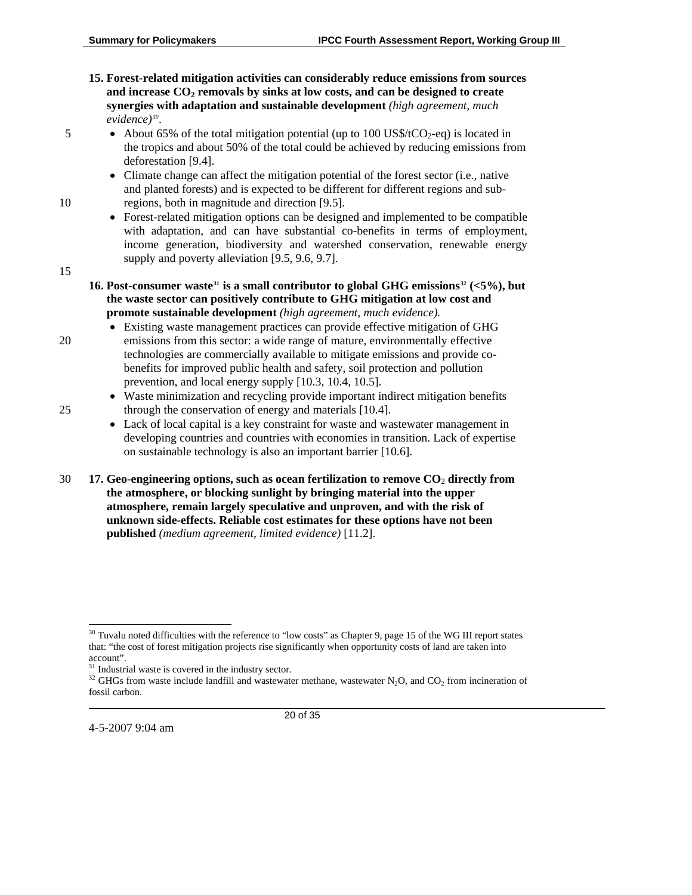**15. Forest-related mitigation activities can considerably reduce emissions from sources and increase $CO_2$ removals by sinks at low costs, and can be designed to create synergies with adaptation and sustainable development** *(high agreement, much evidence)*[30].

- About 65% of the total mitigation potential (up to 100 US\$/t$CO_2$-eq) is located in the tropics and about 50% of the total could be achieved by reducing emissions from deforestation [9.4].
- Climate change can affect the mitigation potential of the forest sector (i.e., native and planted forests) and is expected to be different for different regions and sub-regions, both in magnitude and direction [9.5].
- Forest-related mitigation options can be designed and implemented to be compatible with adaptation, and can have substantial co-benefits in terms of employment, income generation, biodiversity and watershed conservation, renewable energy supply and poverty alleviation [9.5, 9.6, 9.7].

**16. Post-consumer waste[31] is a small contributor to global GHG emissions[32] (<5%), but the waste sector can positively contribute to GHG mitigation at low cost and promote sustainable development** *(high agreement, much evidence).*

- Existing waste management practices can provide effective mitigation of GHG emissions from this sector: a wide range of mature, environmentally effective technologies are commercially available to mitigate emissions and provide co-benefits for improved public health and safety, soil protection and pollution prevention, and local energy supply [10.3, 10.4, 10.5].
- Waste minimization and recycling provide important indirect mitigation benefits through the conservation of energy and materials [10.4].
- Lack of local capital is a key constraint for waste and wastewater management in developing countries and countries with economies in transition. Lack of expertise on sustainable technology is also an important barrier [10.6].

**17. Geo-engineering options, such as ocean fertilization to remove $CO_2$ directly from the atmosphere, or blocking sunlight by bringing material into the upper atmosphere, remain largely speculative and unproven, and with the risk of unknown side-effects. Reliable cost estimates for these options have not been published** *(medium agreement, limited evidence)* [11.2].

---

[30] Tuvalu noted difficulties with the reference to "low costs" as Chapter 9, page 15 of the WG III report states that: "the cost of forest mitigation projects rise significantly when opportunity costs of land are taken into account".

[31] Industrial waste is covered in the industry sector.

[32] GHGs from waste include landfill and wastewater methane, wastewater $N_2O$, and $CO_2$ from incineration of fossil carbon.

4-5-2007 9:04 am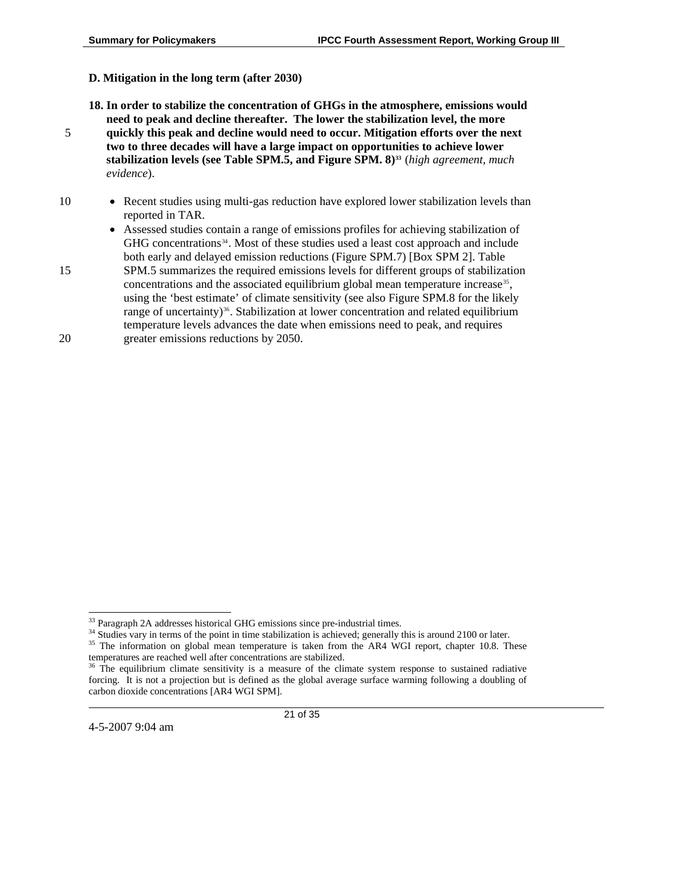### D. Mitigation in the long term (after 2030)

**18. In order to stabilize the concentration of GHGs in the atmosphere, emissions would need to peak and decline thereafter. The lower the stabilization level, the more quickly this peak and decline would need to occur. Mitigation efforts over the next two to three decades will have a large impact on opportunities to achieve lower stabilization levels (see Table SPM.5, and Figure SPM. 8)[33]** (*high agreement, much evidence*).

- Recent studies using multi-gas reduction have explored lower stabilization levels than reported in TAR.
- Assessed studies contain a range of emissions profiles for achieving stabilization of GHG concentrations[34]. Most of these studies used a least cost approach and include both early and delayed emission reductions (Figure SPM.7) [Box SPM 2]. Table SPM.5 summarizes the required emissions levels for different groups of stabilization concentrations and the associated equilibrium global mean temperature increase[35], using the 'best estimate' of climate sensitivity (see also Figure SPM.8 for the likely range of uncertainty)[36]. Stabilization at lower concentration and related equilibrium temperature levels advances the date when emissions need to peak, and requires greater emissions reductions by 2050.

---

[33] Paragraph 2A addresses historical GHG emissions since pre-industrial times.

[34] Studies vary in terms of the point in time stabilization is achieved; generally this is around 2100 or later.

[35] The information on global mean temperature is taken from the AR4 WGI report, chapter 10.8. These temperatures are reached well after concentrations are stabilized.

[36] The equilibrium climate sensitivity is a measure of the climate system response to sustained radiative forcing. It is not a projection but is defined as the global average surface warming following a doubling of carbon dioxide concentrations [AR4 WGI SPM].

4-5-2007 9:04 am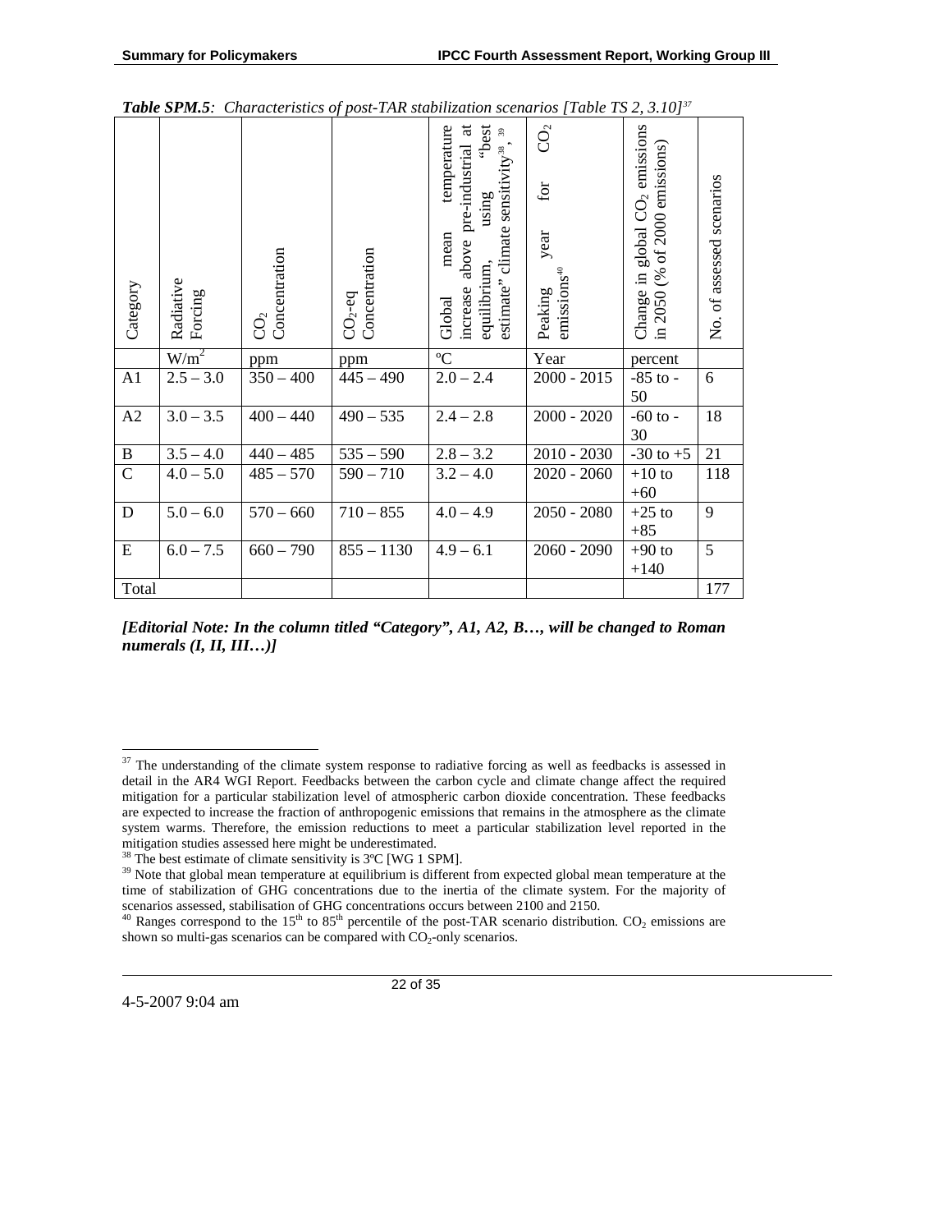***Table SPM.5**: Characteristics of post-TAR stabilization scenarios [Table TS 2, 3.10]*[37]

| Category | Radiative Forcing | $CO_2$ Concentration | $CO_2$-eq Concentration | Global mean temperature increase above pre-industrial at equilibrium, using "best estimate" climate sensitivity[38], [39] | Peaking year for $CO_2$ emissions[40] | Change in global $CO_2$ emissions in 2050 (% of 2000 emissions) | No. of assessed scenarios |
|---|---|---|---|---|---|---|---|
| | $W/m^2$ | ppm | ppm | ºC | Year | percent | |
| A1 | 2.5 – 3.0 | 350 – 400 | 445 – 490 | 2.0 – 2.4 | 2000 - 2015 | -85 to -50 | 6 |
| A2 | 3.0 – 3.5 | 400 – 440 | 490 – 535 | 2.4 – 2.8 | 2000 - 2020 | -60 to -30 | 18 |
| B | 3.5 – 4.0 | 440 – 485 | 535 – 590 | 2.8 – 3.2 | 2010 - 2030 | -30 to +5 | 21 |
| C | 4.0 – 5.0 | 485 – 570 | 590 – 710 | 3.2 – 4.0 | 2020 - 2060 | +10 to +60 | 118 |
| D | 5.0 – 6.0 | 570 – 660 | 710 – 855 | 4.0 – 4.9 | 2050 - 2080 | +25 to +85 | 9 |
| E | 6.0 – 7.5 | 660 – 790 | 855 – 1130 | 4.9 – 6.1 | 2060 - 2090 | +90 to +140 | 5 |
| Total | | | | | | | 177 |

***[Editorial Note: In the column titled "Category", A1, A2, B…, will be changed to Roman numerals (I, II, III…)]***

---

[37] The understanding of the climate system response to radiative forcing as well as feedbacks is assessed in detail in the AR4 WGI Report. Feedbacks between the carbon cycle and climate change affect the required mitigation for a particular stabilization level of atmospheric carbon dioxide concentration. These feedbacks are expected to increase the fraction of anthropogenic emissions that remains in the atmosphere as the climate system warms. Therefore, the emission reductions to meet a particular stabilization level reported in the mitigation studies assessed here might be underestimated.

[38] The best estimate of climate sensitivity is 3ºC [WG 1 SPM].

[39] Note that global mean temperature at equilibrium is different from expected global mean temperature at the time of stabilization of GHG concentrations due to the inertia of the climate system. For the majority of scenarios assessed, stabilisation of GHG concentrations occurs between 2100 and 2150.

[40] Ranges correspond to the 15th to 85th percentile of the post-TAR scenario distribution. $CO_2$ emissions are shown so multi-gas scenarios can be compared with $CO_2$-only scenarios.

4-5-2007 9:04 am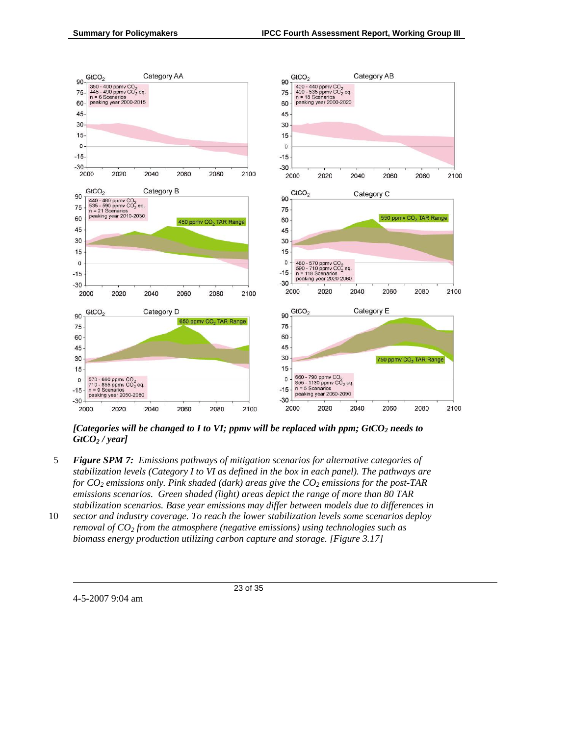*[Categories will be changed to I to VI; ppmv will be replaced with ppm; $GtCO_2$ needs to $GtCO_2$ / year]*

***Figure SPM 7:*** *Emissions pathways of mitigation scenarios for alternative categories of stabilization levels (Category I to VI as defined in the box in each panel). The pathways are for $CO_2$ emissions only. Pink shaded (dark) areas give the $CO_2$ emissions for the post-TAR emissions scenarios. Green shaded (light) areas depict the range of more than 80 TAR stabilization scenarios. Base year emissions may differ between models due to differences in sector and industry coverage. To reach the lower stabilization levels some scenarios deploy removal of $CO_2$ from the atmosphere (negative emissions) using technologies such as biomass energy production utilizing carbon capture and storage. [Figure 3.17]*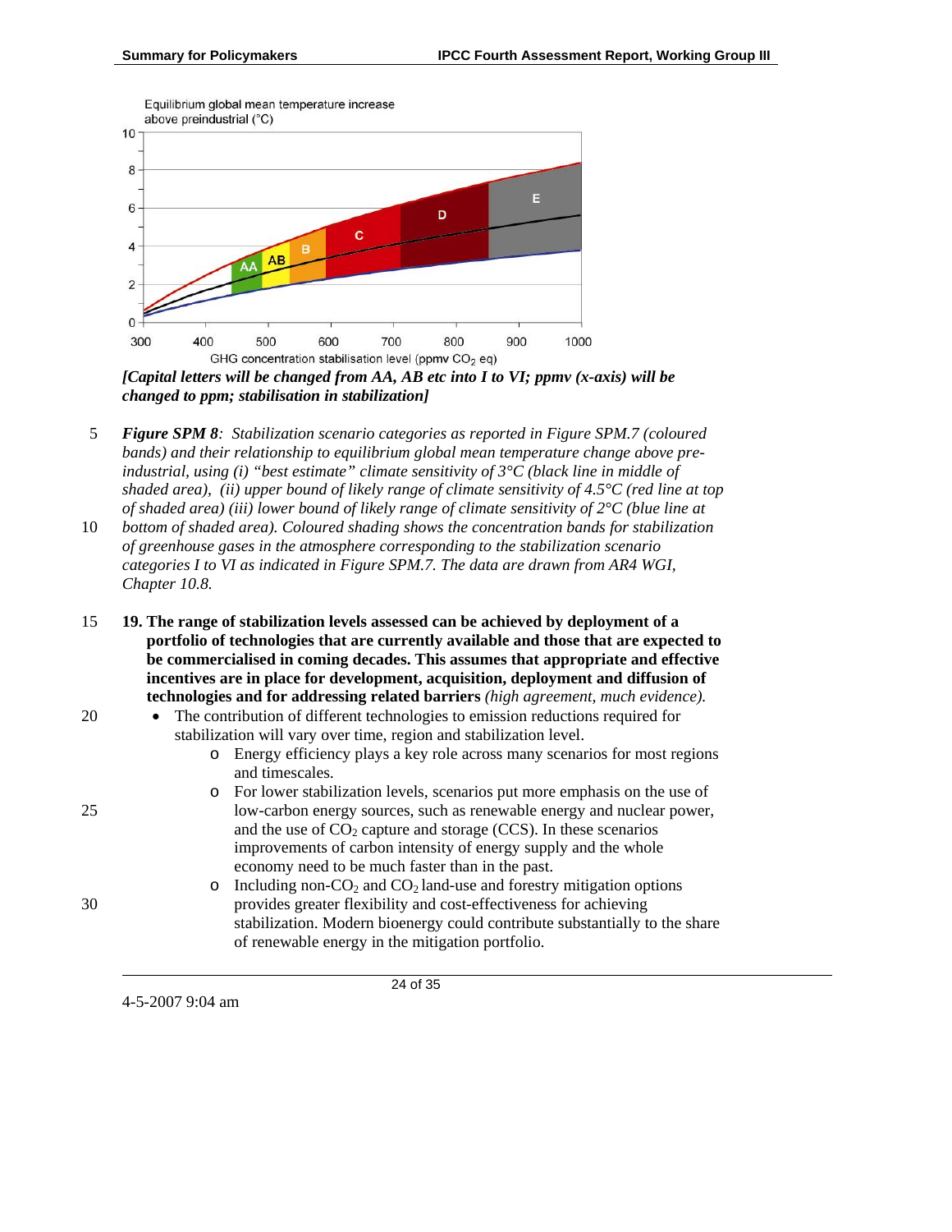[Capital letters will be changed from AA, AB etc into I to VI; ppmv (x-axis) will be changed to ppm; stabilisation in stabilization]

***Figure SPM 8**: Stabilization scenario categories as reported in Figure SPM.7 (coloured bands) and their relationship to equilibrium global mean temperature change above pre-industrial, using (i) "best estimate" climate sensitivity of 3°C (black line in middle of shaded area), (ii) upper bound of likely range of climate sensitivity of 4.5°C (red line at top of shaded area) (iii) lower bound of likely range of climate sensitivity of 2°C (blue line at bottom of shaded area). Coloured shading shows the concentration bands for stabilization of greenhouse gases in the atmosphere corresponding to the stabilization scenario categories I to VI as indicated in Figure SPM.7. The data are drawn from AR4 WGI, Chapter 10.8.*

**19. The range of stabilization levels assessed can be achieved by deployment of a portfolio of technologies that are currently available and those that are expected to be commercialised in coming decades. This assumes that appropriate and effective incentives are in place for development, acquisition, deployment and diffusion of technologies and for addressing related barriers** *(high agreement, much evidence).*

- The contribution of different technologies to emission reductions required for stabilization will vary over time, region and stabilization level.
  - Energy efficiency plays a key role across many scenarios for most regions and timescales.
  - For lower stabilization levels, scenarios put more emphasis on the use of low-carbon energy sources, such as renewable energy and nuclear power, and the use of $CO_2$ capture and storage (CCS). In these scenarios improvements of carbon intensity of energy supply and the whole economy need to be much faster than in the past.
  - Including non-$CO_2$ and $CO_2$ land-use and forestry mitigation options provides greater flexibility and cost-effectiveness for achieving stabilization. Modern bioenergy could contribute substantially to the share of renewable energy in the mitigation portfolio.

4-5-2007 9:04 am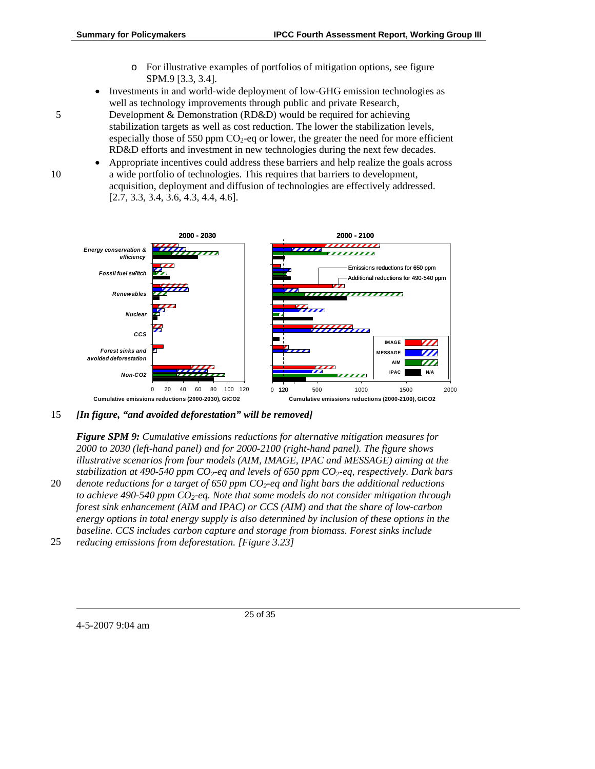- For illustrative examples of portfolios of mitigation options, see figure SPM.9 [3.3, 3.4].

- Investments in and world-wide deployment of low-GHG emission technologies as well as technology improvements through public and private Research, Development & Demonstration (RD&D) would be required for achieving stabilization targets as well as cost reduction. The lower the stabilization levels, especially those of 550 ppm $CO_2$-eq or lower, the greater the need for more efficient RD&D efforts and investment in new technologies during the next few decades.
- Appropriate incentives could address these barriers and help realize the goals across a wide portfolio of technologies. This requires that barriers to development, acquisition, deployment and diffusion of technologies are effectively addressed. [2.7, 3.3, 3.4, 3.6, 4.3, 4.4, 4.6].

*[In figure, "and avoided deforestation" will be removed]*

***Figure SPM 9:*** *Cumulative emissions reductions for alternative mitigation measures for 2000 to 2030 (left-hand panel) and for 2000-2100 (right-hand panel). The figure shows illustrative scenarios from four models (AIM, IMAGE, IPAC and MESSAGE) aiming at the stabilization at 490-540 ppm $CO_2$-eq and levels of 650 ppm $CO_2$-eq, respectively. Dark bars denote reductions for a target of 650 ppm $CO_2$-eq and light bars the additional reductions to achieve 490-540 ppm $CO_2$-eq. Note that some models do not consider mitigation through forest sink enhancement (AIM and IPAC) or CCS (AIM) and that the share of low-carbon energy options in total energy supply is also determined by inclusion of these options in the baseline. CCS includes carbon capture and storage from biomass. Forest sinks include reducing emissions from deforestation. [Figure 3.23]*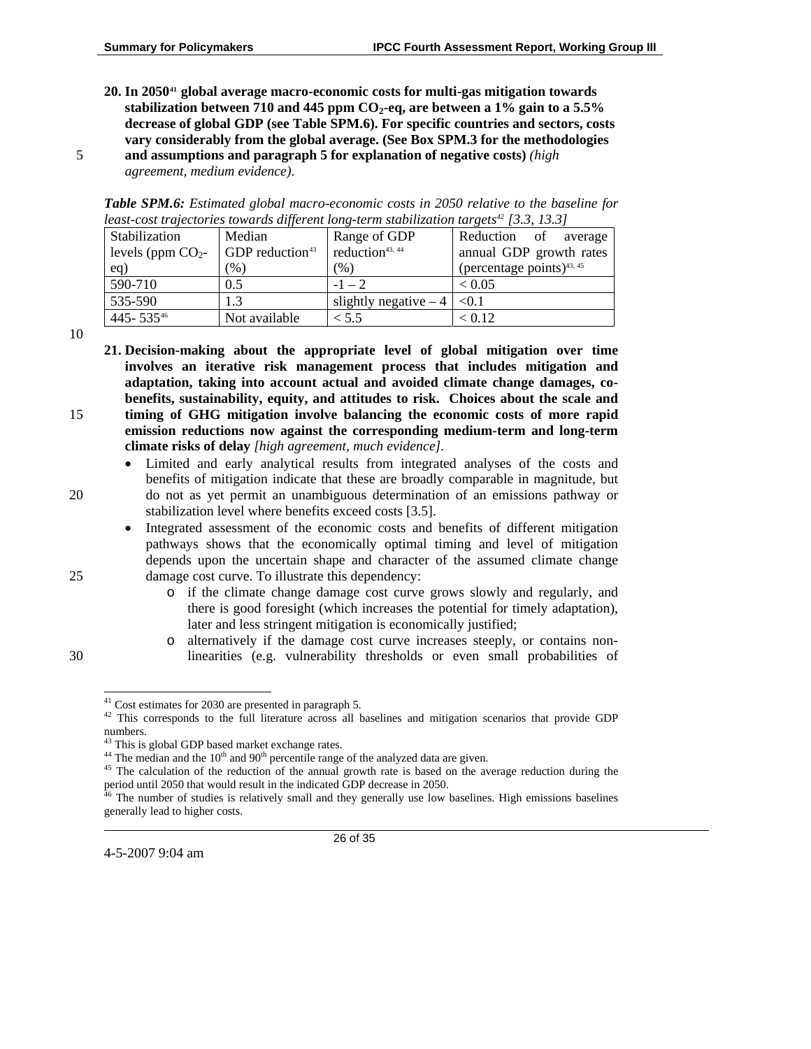**20. In 2050[41] global average macro-economic costs for multi-gas mitigation towards stabilization between 710 and 445 ppm $CO_2$-eq, are between a 1% gain to a 5.5% decrease of global GDP (see Table SPM.6). For specific countries and sectors, costs vary considerably from the global average. (See Box SPM.3 for the methodologies and assumptions and paragraph 5 for explanation of negative costs)** *(high agreement, medium evidence)*.

***Table SPM.6:*** *Estimated global macro-economic costs in 2050 relative to the baseline for least-cost trajectories towards different long-term stabilization targets[42] [3.3, 13.3]*

| Stabilization levels (ppm $CO_2$-eq) | Median GDP reduction[43] (%) | Range of GDP reduction[43, 44] (%) | Reduction of average annual GDP growth rates (percentage points)[43, 45] |
|---|---|---|---|
| 590-710 | 0.5 | -1 – 2 | < 0.05 |
| 535-590 | 1.3 | slightly negative – 4 | <0.1 |
| 445- 535[46] | Not available | < 5.5 | < 0.12 |

**21. Decision-making about the appropriate level of global mitigation over time involves an iterative risk management process that includes mitigation and adaptation, taking into account actual and avoided climate change damages, co-benefits, sustainability, equity, and attitudes to risk. Choices about the scale and timing of GHG mitigation involve balancing the economic costs of more rapid emission reductions now against the corresponding medium-term and long-term climate risks of delay** *[high agreement, much evidence]*.

- Limited and early analytical results from integrated analyses of the costs and benefits of mitigation indicate that these are broadly comparable in magnitude, but do not as yet permit an unambiguous determination of an emissions pathway or stabilization level where benefits exceed costs [3.5].
- Integrated assessment of the economic costs and benefits of different mitigation pathways shows that the economically optimal timing and level of mitigation depends upon the uncertain shape and character of the assumed climate change damage cost curve. To illustrate this dependency:
  - if the climate change damage cost curve grows slowly and regularly, and there is good foresight (which increases the potential for timely adaptation), later and less stringent mitigation is economically justified;
  - alternatively if the damage cost curve increases steeply, or contains non-linearities (e.g. vulnerability thresholds or even small probabilities of

---

[41] Cost estimates for 2030 are presented in paragraph 5.

[42] This corresponds to the full literature across all baselines and mitigation scenarios that provide GDP numbers.

[43] This is global GDP based market exchange rates.

[44] The median and the 10th and 90th percentile range of the analyzed data are given.

[45] The calculation of the reduction of the annual growth rate is based on the average reduction during the period until 2050 that would result in the indicated GDP decrease in 2050.

[46] The number of studies is relatively small and they generally use low baselines. High emissions baselines generally lead to higher costs.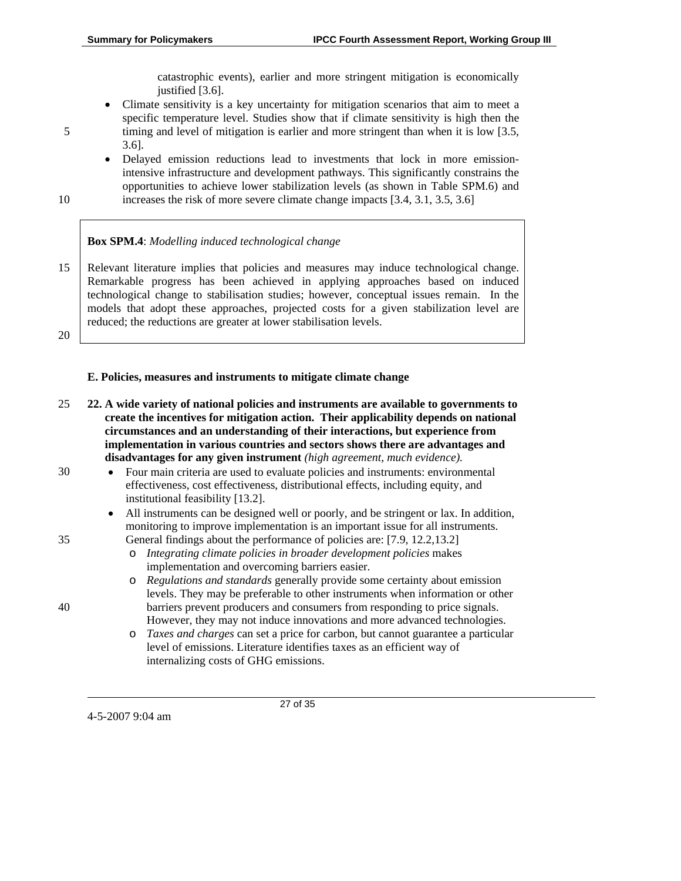catastrophic events), earlier and more stringent mitigation is economically justified [3.6].

- Climate sensitivity is a key uncertainty for mitigation scenarios that aim to meet a specific temperature level. Studies show that if climate sensitivity is high then the timing and level of mitigation is earlier and more stringent than when it is low [3.5, 3.6].
- Delayed emission reductions lead to investments that lock in more emission-intensive infrastructure and development pathways. This significantly constrains the opportunities to achieve lower stabilization levels (as shown in Table SPM.6) and increases the risk of more severe climate change impacts [3.4, 3.1, 3.5, 3.6]

> **Box SPM.4**: *Modelling induced technological change*
>
> Relevant literature implies that policies and measures may induce technological change. Remarkable progress has been achieved in applying approaches based on induced technological change to stabilisation studies; however, conceptual issues remain. In the models that adopt these approaches, projected costs for a given stabilization level are reduced; the reductions are greater at lower stabilisation levels.

### E. Policies, measures and instruments to mitigate climate change

**22. A wide variety of national policies and instruments are available to governments to create the incentives for mitigation action. Their applicability depends on national circumstances and an understanding of their interactions, but experience from implementation in various countries and sectors shows there are advantages and disadvantages for any given instrument** *(high agreement, much evidence).*

- Four main criteria are used to evaluate policies and instruments: environmental effectiveness, cost effectiveness, distributional effects, including equity, and institutional feasibility [13.2].
- All instruments can be designed well or poorly, and be stringent or lax. In addition, monitoring to improve implementation is an important issue for all instruments. General findings about the performance of policies are: [7.9, 12.2,13.2]
  - *Integrating climate policies in broader development policies* makes implementation and overcoming barriers easier.
  - *Regulations and standards* generally provide some certainty about emission levels. They may be preferable to other instruments when information or other barriers prevent producers and consumers from responding to price signals. However, they may not induce innovations and more advanced technologies.
  - *Taxes and charges* can set a price for carbon, but cannot guarantee a particular level of emissions. Literature identifies taxes as an efficient way of internalizing costs of GHG emissions.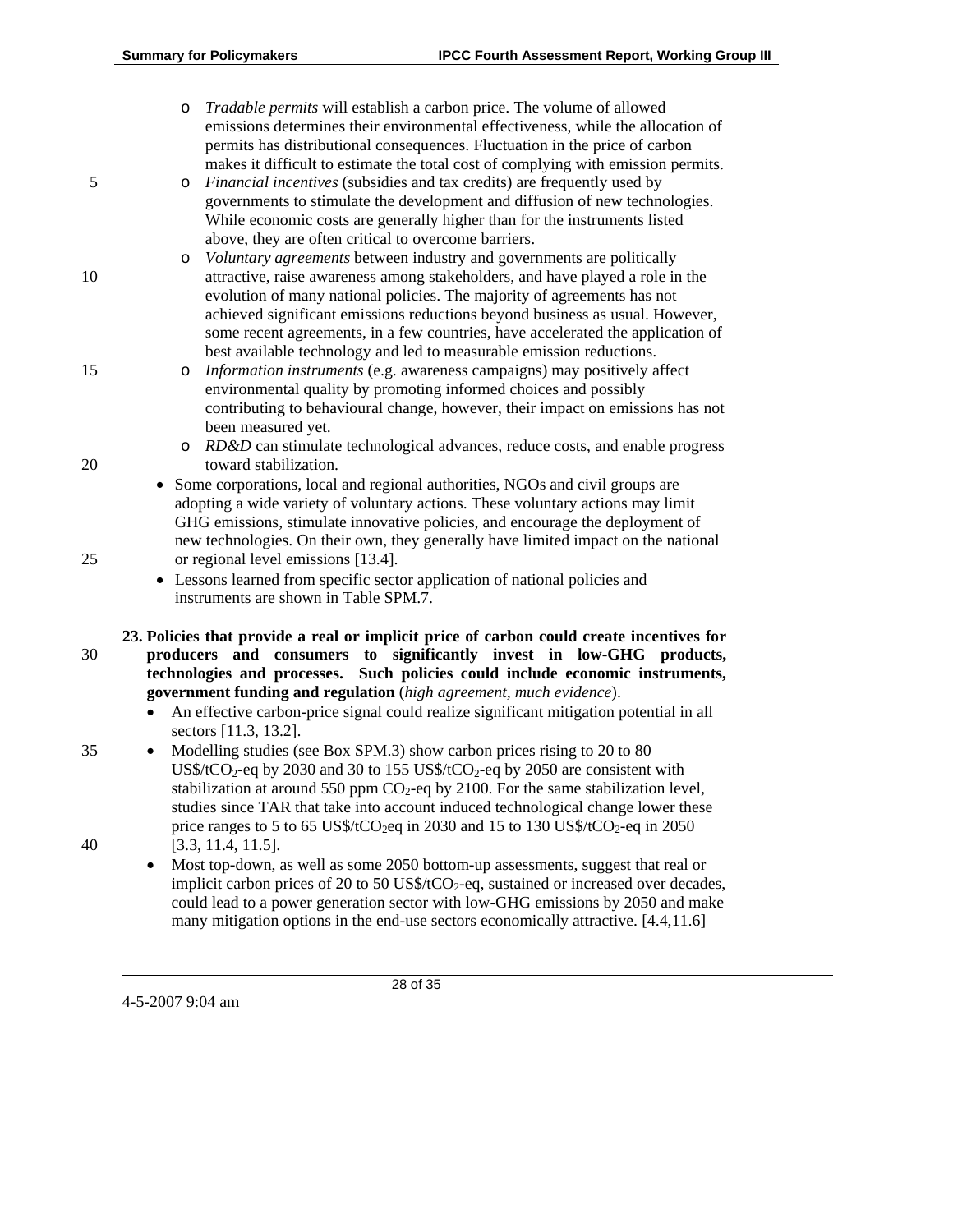- *Tradable permits* will establish a carbon price. The volume of allowed emissions determines their environmental effectiveness, while the allocation of permits has distributional consequences. Fluctuation in the price of carbon makes it difficult to estimate the total cost of complying with emission permits.
- *Financial incentives* (subsidies and tax credits) are frequently used by governments to stimulate the development and diffusion of new technologies. While economic costs are generally higher than for the instruments listed above, they are often critical to overcome barriers.
- *Voluntary agreements* between industry and governments are politically attractive, raise awareness among stakeholders, and have played a role in the evolution of many national policies. The majority of agreements has not achieved significant emissions reductions beyond business as usual. However, some recent agreements, in a few countries, have accelerated the application of best available technology and led to measurable emission reductions.
- *Information instruments* (e.g. awareness campaigns) may positively affect environmental quality by promoting informed choices and possibly contributing to behavioural change, however, their impact on emissions has not been measured yet.
- *RD&D* can stimulate technological advances, reduce costs, and enable progress toward stabilization.

- Some corporations, local and regional authorities, NGOs and civil groups are adopting a wide variety of voluntary actions. These voluntary actions may limit GHG emissions, stimulate innovative policies, and encourage the deployment of new technologies. On their own, they generally have limited impact on the national or regional level emissions [13.4].
- Lessons learned from specific sector application of national policies and instruments are shown in Table SPM.7.

**23. Policies that provide a real or implicit price of carbon could create incentives for producers and consumers to significantly invest in low-GHG products, technologies and processes. Such policies could include economic instruments, government funding and regulation** (*high agreement, much evidence*).

- An effective carbon-price signal could realize significant mitigation potential in all sectors [11.3, 13.2].
- Modelling studies (see Box SPM.3) show carbon prices rising to 20 to 80 US\$/t$CO_2$-eq by 2030 and 30 to 155 US\$/t$CO_2$-eq by 2050 are consistent with stabilization at around 550 ppm $CO_2$-eq by 2100. For the same stabilization level, studies since TAR that take into account induced technological change lower these price ranges to 5 to 65 US\$/t$CO_2$eq in 2030 and 15 to 130 US\$/t$CO_2$-eq in 2050 [3.3, 11.4, 11.5].
- Most top-down, as well as some 2050 bottom-up assessments, suggest that real or implicit carbon prices of 20 to 50 US\$/t$CO_2$-eq, sustained or increased over decades, could lead to a power generation sector with low-GHG emissions by 2050 and make many mitigation options in the end-use sectors economically attractive. [4.4,11.6]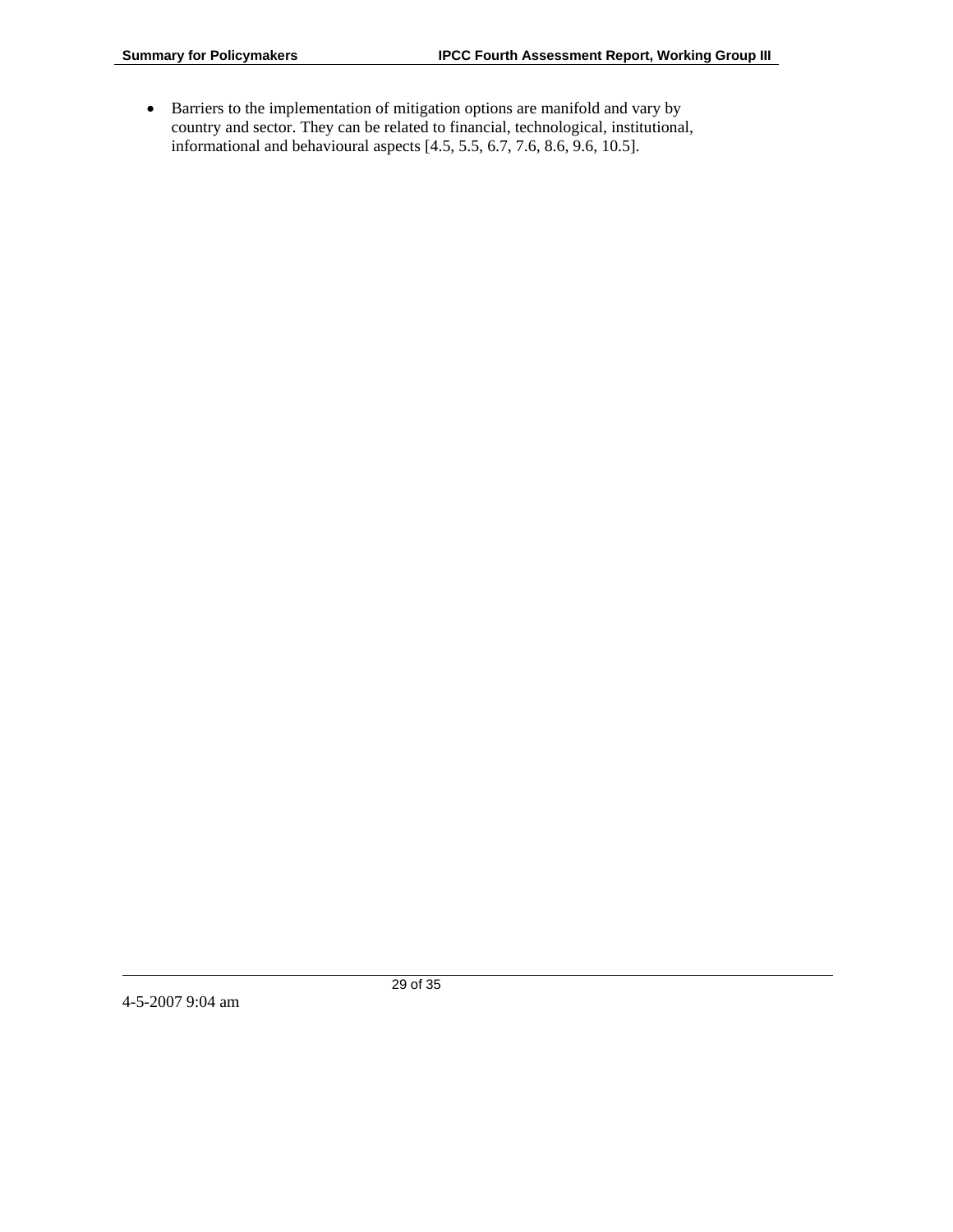- Barriers to the implementation of mitigation options are manifold and vary by country and sector. They can be related to financial, technological, institutional, informational and behavioural aspects [4.5, 5.5, 6.7, 7.6, 8.6, 9.6, 10.5].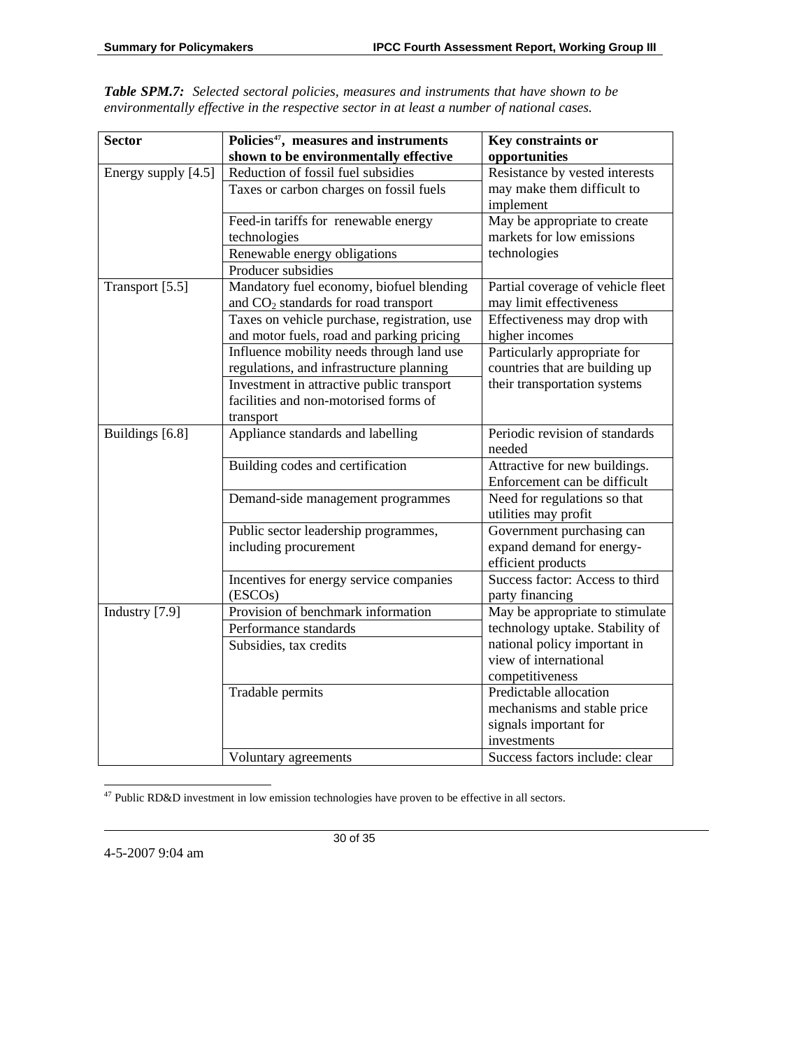***Table SPM.7:** Selected sectoral policies, measures and instruments that have shown to be environmentally effective in the respective sector in at least a number of national cases.*

| Sector | Policies[47], measures and instruments shown to be environmentally effective | Key constraints or opportunities |
|---|---|---|
| Energy supply [4.5] | Reduction of fossil fuel subsidies | Resistance by vested interests may make them difficult to implement |
| | Taxes or carbon charges on fossil fuels | |
| | Feed-in tariffs for renewable energy technologies | May be appropriate to create markets for low emissions technologies |
| | Renewable energy obligations | |
| | Producer subsidies | |
| Transport [5.5] | Mandatory fuel economy, biofuel blending and $CO_2$ standards for road transport | Partial coverage of vehicle fleet may limit effectiveness |
| | Taxes on vehicle purchase, registration, use and motor fuels, road and parking pricing | Effectiveness may drop with higher incomes |
| | Influence mobility needs through land use regulations, and infrastructure planning | Particularly appropriate for countries that are building up their transportation systems |
| | Investment in attractive public transport facilities and non-motorised forms of transport | |
| Buildings [6.8] | Appliance standards and labelling | Periodic revision of standards needed |
| | Building codes and certification | Attractive for new buildings. Enforcement can be difficult |
| | Demand-side management programmes | Need for regulations so that utilities may profit |
| | Public sector leadership programmes, including procurement | Government purchasing can expand demand for energy-efficient products |
| | Incentives for energy service companies (ESCOs) | Success factor: Access to third party financing |
| Industry [7.9] | Provision of benchmark information | May be appropriate to stimulate technology uptake. Stability of national policy important in view of international competitiveness |
| | Performance standards | |
| | Subsidies, tax credits | |
| | Tradable permits | Predictable allocation mechanisms and stable price signals important for investments |
| | Voluntary agreements | Success factors include: clear |

[47] Public RD&D investment in low emission technologies have proven to be effective in all sectors.

4-5-2007 9:04 am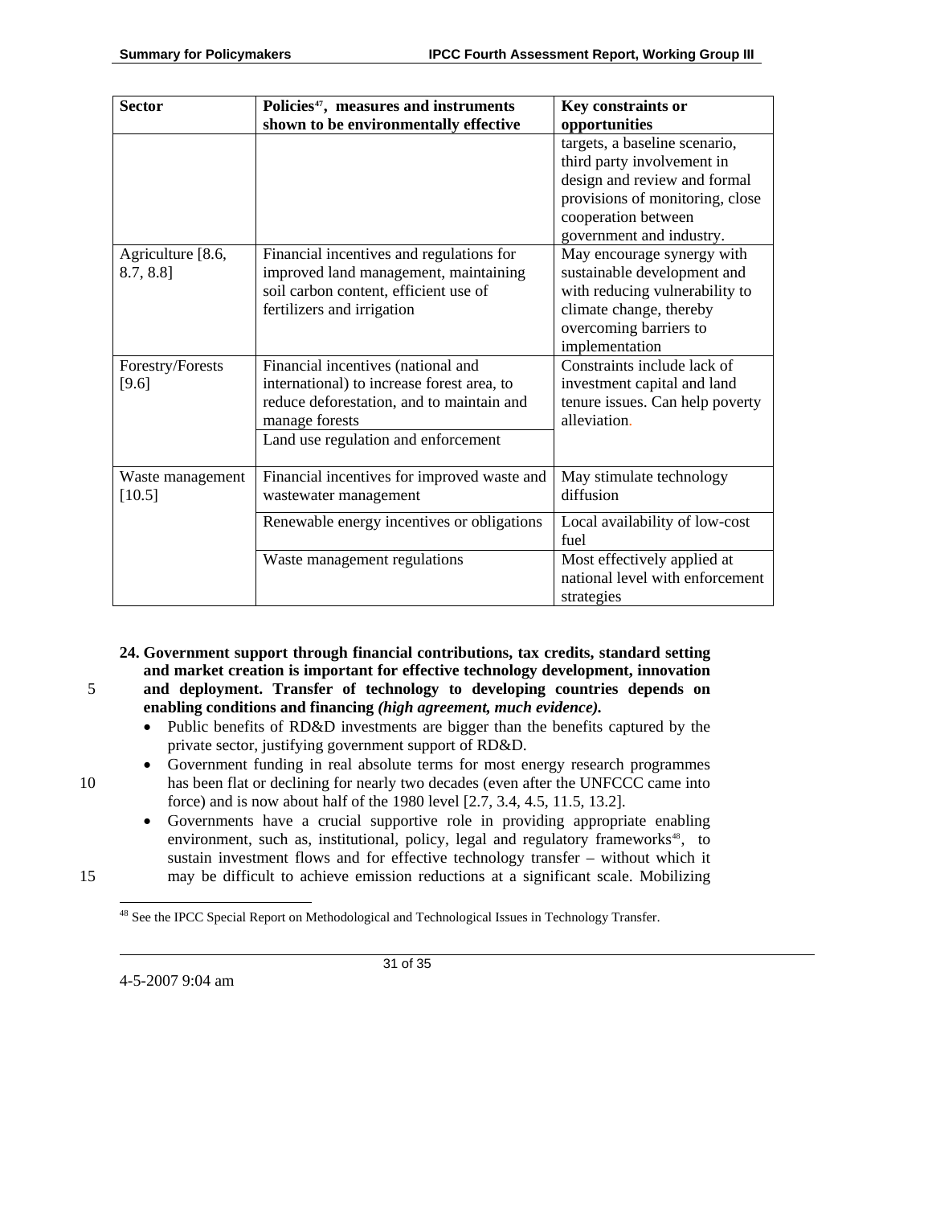| Sector | Policies[47], measures and instruments shown to be environmentally effective | Key constraints or opportunities |
|---|---|---|
| | | targets, a baseline scenario, third party involvement in design and review and formal provisions of monitoring, close cooperation between government and industry. |
| Agriculture [8.6, 8.7, 8.8] | Financial incentives and regulations for improved land management, maintaining soil carbon content, efficient use of fertilizers and irrigation | May encourage synergy with sustainable development and with reducing vulnerability to climate change, thereby overcoming barriers to implementation |
| Forestry/Forests [9.6] | Financial incentives (national and international) to increase forest area, to reduce deforestation, and to maintain and manage forests | Constraints include lack of investment capital and land tenure issues. Can help poverty alleviation. |
| | Land use regulation and enforcement | |
| Waste management [10.5] | Financial incentives for improved waste and wastewater management | May stimulate technology diffusion |
| | Renewable energy incentives or obligations | Local availability of low-cost fuel |
| | Waste management regulations | Most effectively applied at national level with enforcement strategies |

**24. Government support through financial contributions, tax credits, standard setting and market creation is important for effective technology development, innovation and deployment. Transfer of technology to developing countries depends on enabling conditions and financing *(high agreement, much evidence)*.**

- Public benefits of RD&D investments are bigger than the benefits captured by the private sector, justifying government support of RD&D.
- Government funding in real absolute terms for most energy research programmes has been flat or declining for nearly two decades (even after the UNFCCC came into force) and is now about half of the 1980 level [2.7, 3.4, 4.5, 11.5, 13.2].
- Governments have a crucial supportive role in providing appropriate enabling environment, such as, institutional, policy, legal and regulatory frameworks[48], to sustain investment flows and for effective technology transfer – without which it may be difficult to achieve emission reductions at a significant scale. Mobilizing

[48] See the IPCC Special Report on Methodological and Technological Issues in Technology Transfer.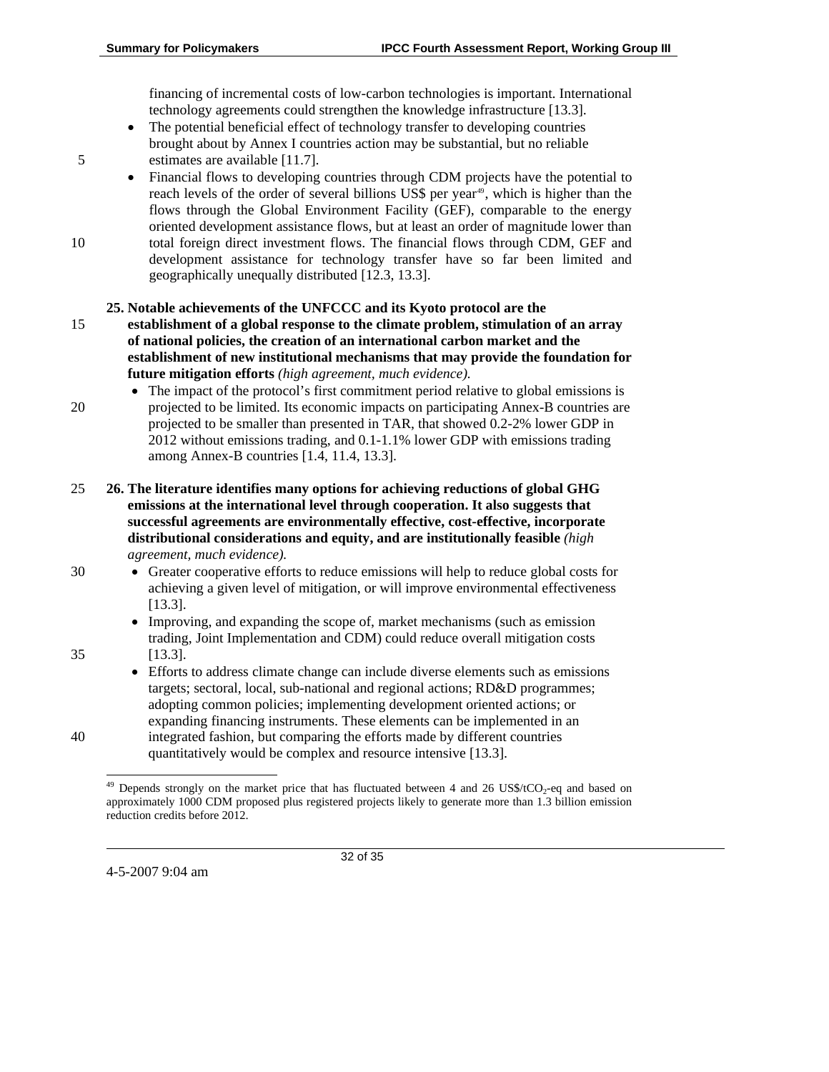financing of incremental costs of low-carbon technologies is important. International technology agreements could strengthen the knowledge infrastructure [13.3].

- The potential beneficial effect of technology transfer to developing countries brought about by Annex I countries action may be substantial, but no reliable estimates are available [11.7].
- Financial flows to developing countries through CDM projects have the potential to reach levels of the order of several billions US$ per year[49], which is higher than the flows through the Global Environment Facility (GEF), comparable to the energy oriented development assistance flows, but at least an order of magnitude lower than total foreign direct investment flows. The financial flows through CDM, GEF and development assistance for technology transfer have so far been limited and geographically unequally distributed [12.3, 13.3].

**25. Notable achievements of the UNFCCC and its Kyoto protocol are the establishment of a global response to the climate problem, stimulation of an array of national policies, the creation of an international carbon market and the establishment of new institutional mechanisms that may provide the foundation for future mitigation efforts** *(high agreement, much evidence).*

- The impact of the protocol's first commitment period relative to global emissions is projected to be limited. Its economic impacts on participating Annex-B countries are projected to be smaller than presented in TAR, that showed 0.2-2% lower GDP in 2012 without emissions trading, and 0.1-1.1% lower GDP with emissions trading among Annex-B countries [1.4, 11.4, 13.3].

**26. The literature identifies many options for achieving reductions of global GHG emissions at the international level through cooperation. It also suggests that successful agreements are environmentally effective, cost-effective, incorporate distributional considerations and equity, and are institutionally feasible** *(high agreement, much evidence).*

- Greater cooperative efforts to reduce emissions will help to reduce global costs for achieving a given level of mitigation, or will improve environmental effectiveness [13.3].
- Improving, and expanding the scope of, market mechanisms (such as emission trading, Joint Implementation and CDM) could reduce overall mitigation costs [13.3].
- Efforts to address climate change can include diverse elements such as emissions targets; sectoral, local, sub-national and regional actions; RD&D programmes; adopting common policies; implementing development oriented actions; or expanding financing instruments. These elements can be implemented in an integrated fashion, but comparing the efforts made by different countries quantitatively would be complex and resource intensive [13.3].

---

[49] Depends strongly on the market price that has fluctuated between 4 and 26 US$/t$CO_2$-eq and based on approximately 1000 CDM proposed plus registered projects likely to generate more than 1.3 billion emission reduction credits before 2012.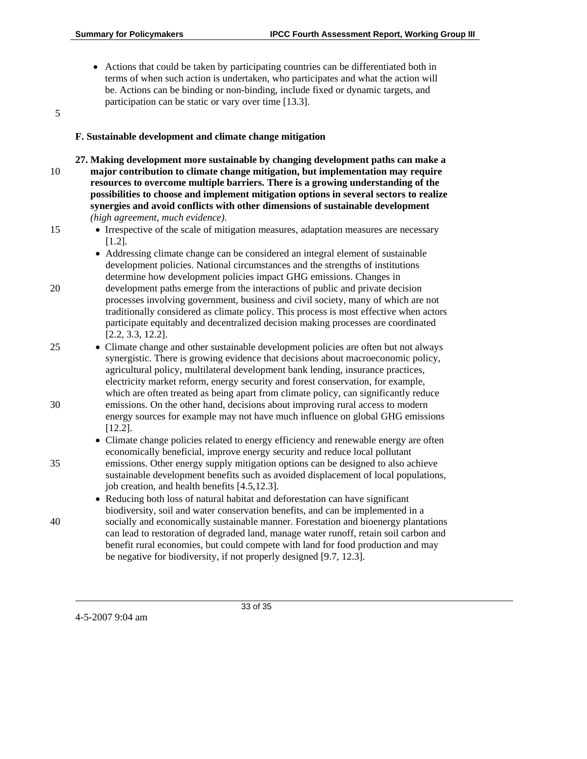- Actions that could be taken by participating countries can be differentiated both in terms of when such action is undertaken, who participates and what the action will be. Actions can be binding or non-binding, include fixed or dynamic targets, and participation can be static or vary over time [13.3].

**F. Sustainable development and climate change mitigation**

**27. Making development more sustainable by changing development paths can make a major contribution to climate change mitigation, but implementation may require resources to overcome multiple barriers. There is a growing understanding of the possibilities to choose and implement mitigation options in several sectors to realize synergies and avoid conflicts with other dimensions of sustainable development** *(high agreement, much evidence).*

- Irrespective of the scale of mitigation measures, adaptation measures are necessary [1.2].
- Addressing climate change can be considered an integral element of sustainable development policies. National circumstances and the strengths of institutions determine how development policies impact GHG emissions. Changes in development paths emerge from the interactions of public and private decision processes involving government, business and civil society, many of which are not traditionally considered as climate policy. This process is most effective when actors participate equitably and decentralized decision making processes are coordinated [2.2, 3.3, 12.2].
- Climate change and other sustainable development policies are often but not always synergistic. There is growing evidence that decisions about macroeconomic policy, agricultural policy, multilateral development bank lending, insurance practices, electricity market reform, energy security and forest conservation, for example, which are often treated as being apart from climate policy, can significantly reduce emissions. On the other hand, decisions about improving rural access to modern energy sources for example may not have much influence on global GHG emissions [12.2].
- Climate change policies related to energy efficiency and renewable energy are often economically beneficial, improve energy security and reduce local pollutant emissions. Other energy supply mitigation options can be designed to also achieve sustainable development benefits such as avoided displacement of local populations, job creation, and health benefits [4.5,12.3].
- Reducing both loss of natural habitat and deforestation can have significant biodiversity, soil and water conservation benefits, and can be implemented in a socially and economically sustainable manner. Forestation and bioenergy plantations can lead to restoration of degraded land, manage water runoff, retain soil carbon and benefit rural economies, but could compete with land for food production and may be negative for biodiversity, if not properly designed [9.7, 12.3].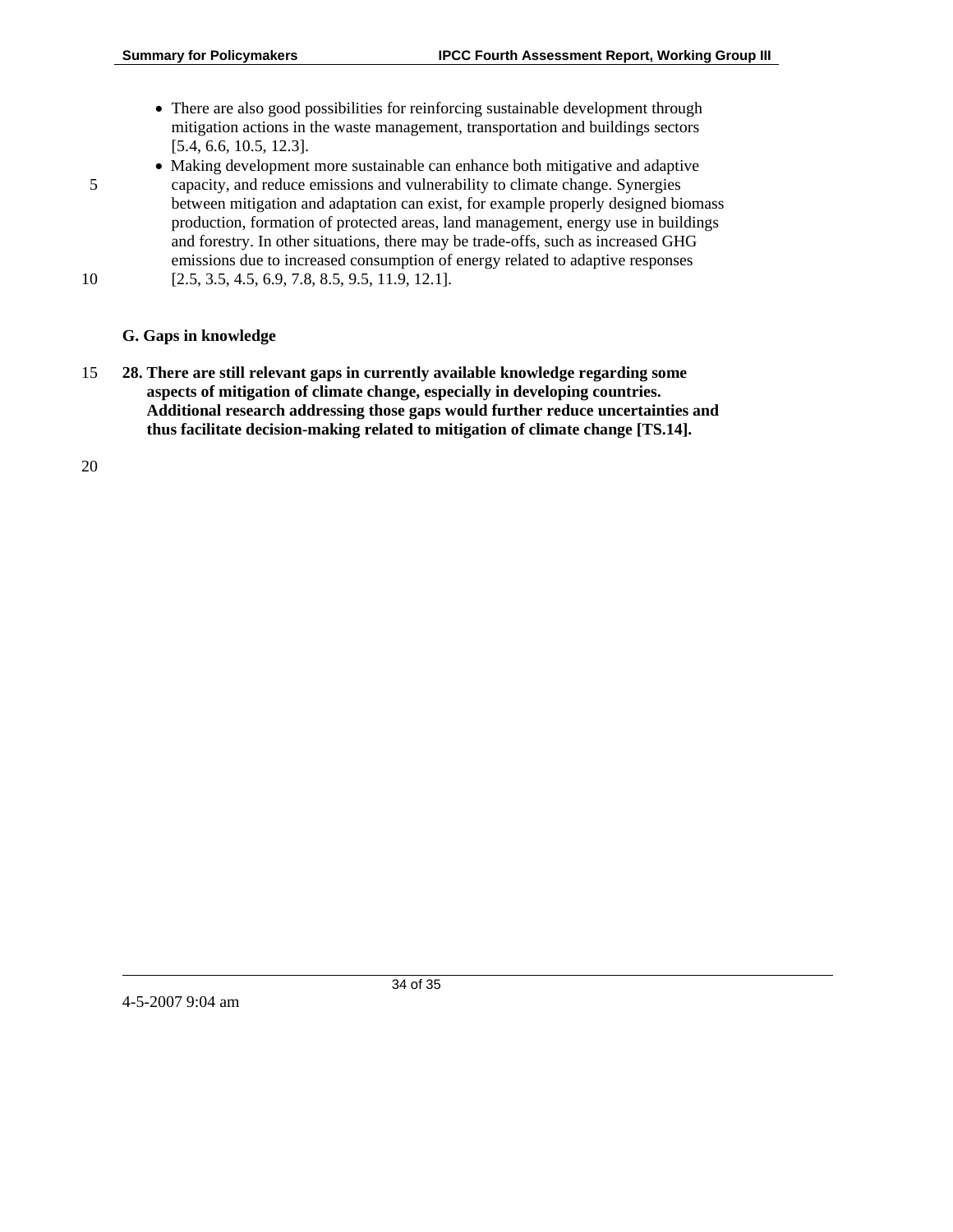- There are also good possibilities for reinforcing sustainable development through mitigation actions in the waste management, transportation and buildings sectors [5.4, 6.6, 10.5, 12.3].
- Making development more sustainable can enhance both mitigative and adaptive capacity, and reduce emissions and vulnerability to climate change. Synergies between mitigation and adaptation can exist, for example properly designed biomass production, formation of protected areas, land management, energy use in buildings and forestry. In other situations, there may be trade-offs, such as increased GHG emissions due to increased consumption of energy related to adaptive responses [2.5, 3.5, 4.5, 6.9, 7.8, 8.5, 9.5, 11.9, 12.1].

## G. Gaps in knowledge

**28. There are still relevant gaps in currently available knowledge regarding some aspects of mitigation of climate change, especially in developing countries. Additional research addressing those gaps would further reduce uncertainties and thus facilitate decision-making related to mitigation of climate change [TS.14].**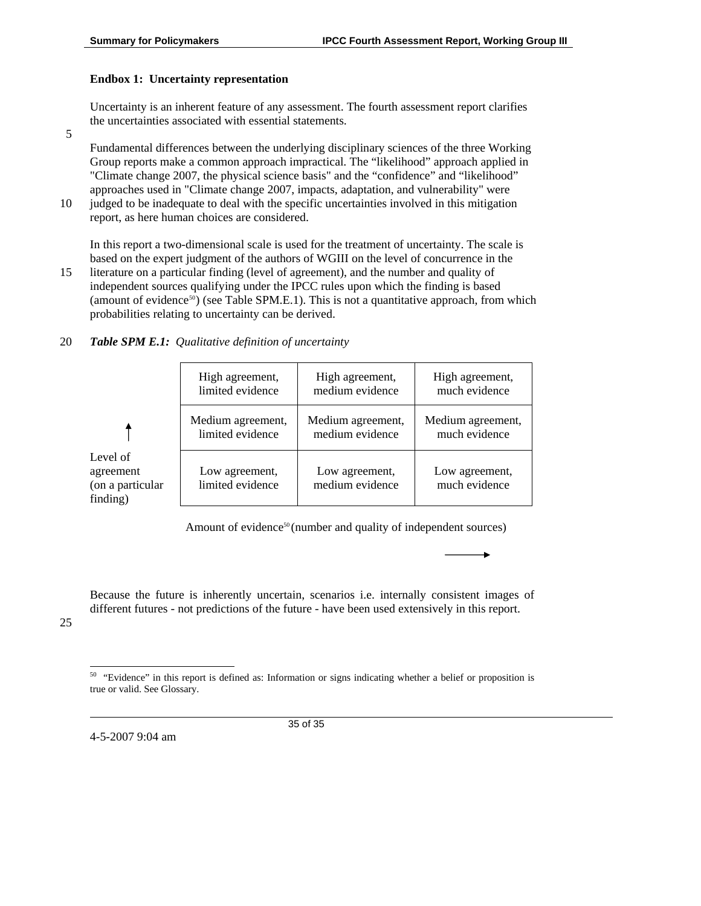### Endbox 1: Uncertainty representation

Uncertainty is an inherent feature of any assessment. The fourth assessment report clarifies the uncertainties associated with essential statements.

Fundamental differences between the underlying disciplinary sciences of the three Working Group reports make a common approach impractical. The "likelihood" approach applied in "Climate change 2007, the physical science basis" and the "confidence" and "likelihood" approaches used in "Climate change 2007, impacts, adaptation, and vulnerability" were judged to be inadequate to deal with the specific uncertainties involved in this mitigation report, as here human choices are considered.

In this report a two-dimensional scale is used for the treatment of uncertainty. The scale is based on the expert judgment of the authors of WGIII on the level of concurrence in the literature on a particular finding (level of agreement), and the number and quality of independent sources qualifying under the IPCC rules upon which the finding is based (amount of evidence[50]) (see Table SPM.E.1). This is not a quantitative approach, from which probabilities relating to uncertainty can be derived.

***Table SPM E.1:*** *Qualitative definition of uncertainty*

| Level of agreement (on a particular finding) ↑ | | | |
|---|---|---|---|
| | High agreement, limited evidence | High agreement, medium evidence | High agreement, much evidence |
| | Medium agreement, limited evidence | Medium agreement, medium evidence | Medium agreement, much evidence |
| | Low agreement, limited evidence | Low agreement, medium evidence | Low agreement, much evidence |

Amount of evidence[50] (number and quality of independent sources) →

Because the future is inherently uncertain, scenarios i.e. internally consistent images of different futures - not predictions of the future - have been used extensively in this report.

[50] "Evidence" in this report is defined as: Information or signs indicating whether a belief or proposition is true or valid. See Glossary.